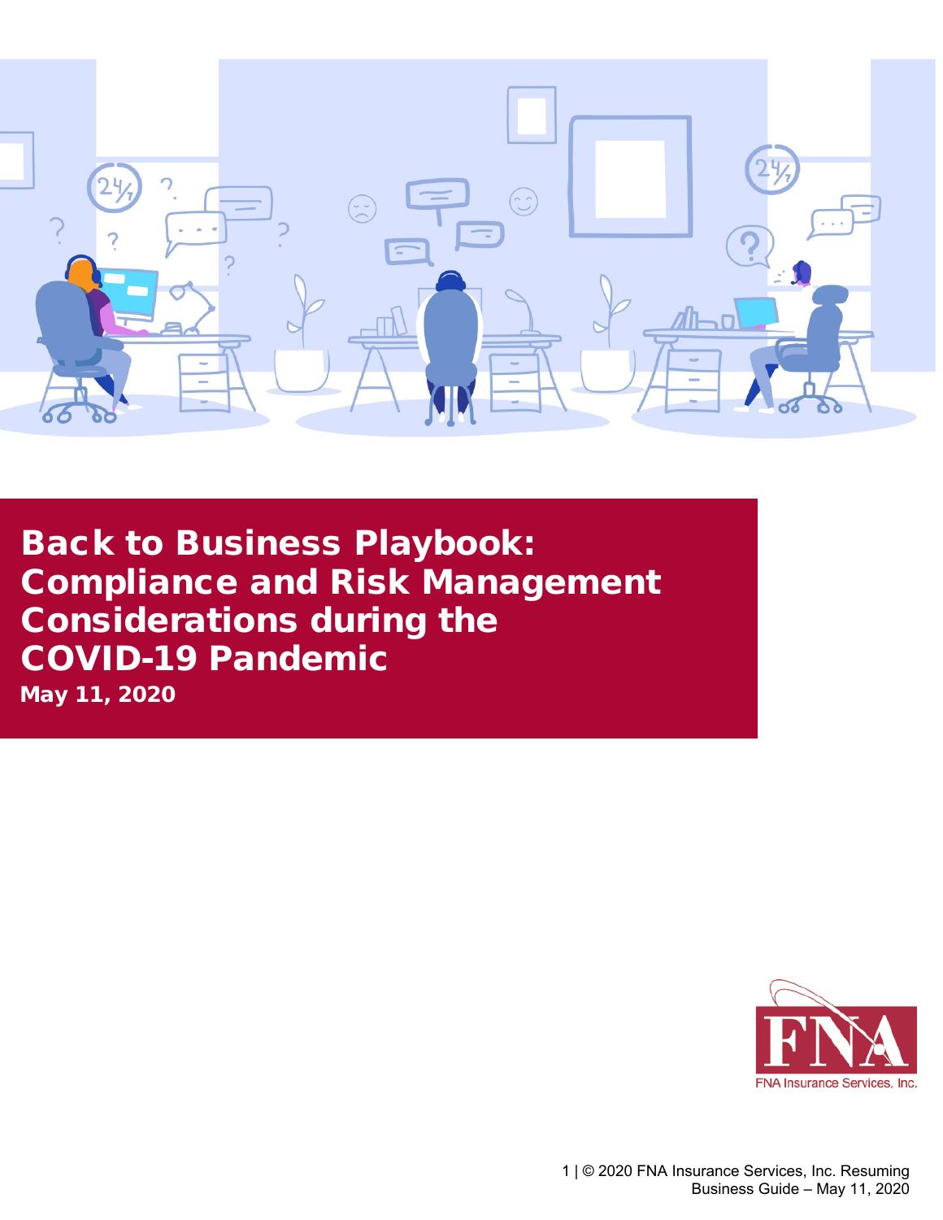# Back to Business Playbook: Compliance and Risk Management Considerations during the COVID-19 Pandemic

**May 11, 2020**

FNA Insurance Services, Inc.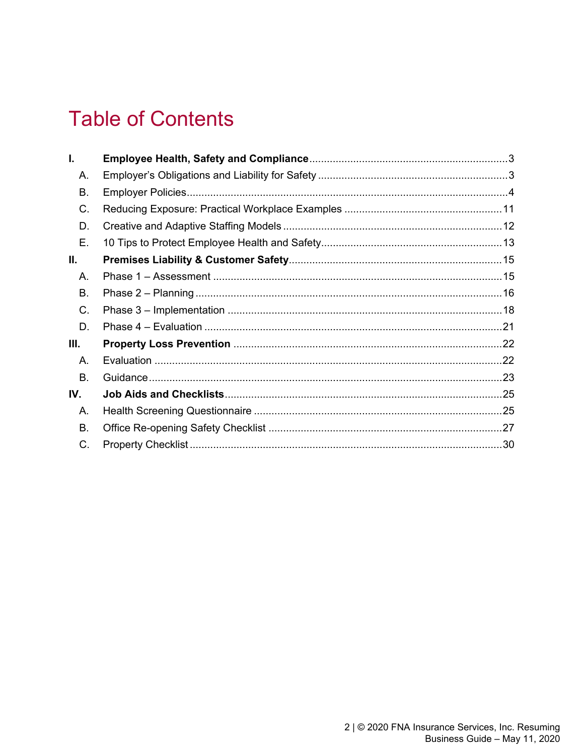# Table of Contents

| | | |
|---|---|---|
| **I.** | **Employee Health, Safety and Compliance** | 3 |
| A. | Employer's Obligations and Liability for Safety | 3 |
| B. | Employer Policies | 4 |
| C. | Reducing Exposure: Practical Workplace Examples | 11 |
| D. | Creative and Adaptive Staffing Models | 12 |
| E. | 10 Tips to Protect Employee Health and Safety | 13 |
| **II.** | **Premises Liability & Customer Safety** | 15 |
| A. | Phase 1 – Assessment | 15 |
| B. | Phase 2 – Planning | 16 |
| C. | Phase 3 – Implementation | 18 |
| D. | Phase 4 – Evaluation | 21 |
| **III.** | **Property Loss Prevention** | 22 |
| A. | Evaluation | 22 |
| B. | Guidance | 23 |
| **IV.** | **Job Aids and Checklists** | 25 |
| A. | Health Screening Questionnaire | 25 |
| B. | Office Re-opening Safety Checklist | 27 |
| C. | Property Checklist | 30 |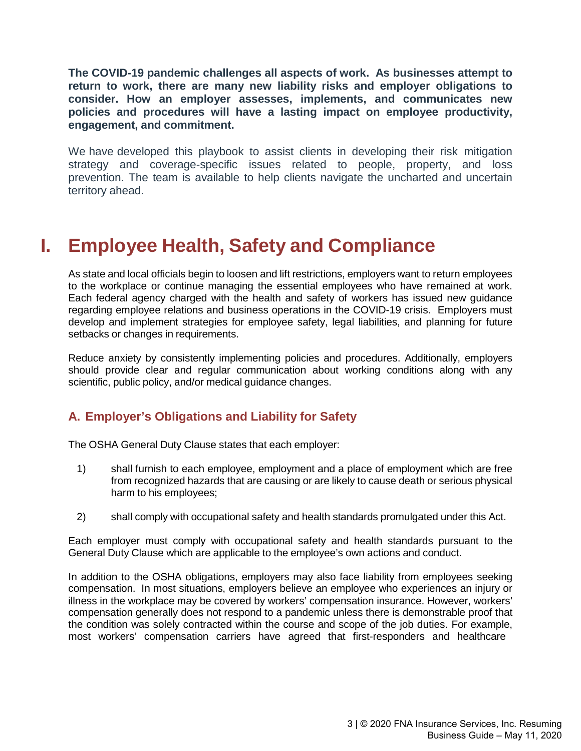**The COVID-19 pandemic challenges all aspects of work. As businesses attempt to return to work, there are many new liability risks and employer obligations to consider. How an employer assesses, implements, and communicates new policies and procedures will have a lasting impact on employee productivity, engagement, and commitment.**

We have developed this playbook to assist clients in developing their risk mitigation strategy and coverage-specific issues related to people, property, and loss prevention. The team is available to help clients navigate the uncharted and uncertain territory ahead.

# I. Employee Health, Safety and Compliance

As state and local officials begin to loosen and lift restrictions, employers want to return employees to the workplace or continue managing the essential employees who have remained at work. Each federal agency charged with the health and safety of workers has issued new guidance regarding employee relations and business operations in the COVID-19 crisis. Employers must develop and implement strategies for employee safety, legal liabilities, and planning for future setbacks or changes in requirements.

Reduce anxiety by consistently implementing policies and procedures. Additionally, employers should provide clear and regular communication about working conditions along with any scientific, public policy, and/or medical guidance changes.

## A. Employer's Obligations and Liability for Safety

The OSHA General Duty Clause states that each employer:

1) shall furnish to each employee, employment and a place of employment which are free from recognized hazards that are causing or are likely to cause death or serious physical harm to his employees;

2) shall comply with occupational safety and health standards promulgated under this Act.

Each employer must comply with occupational safety and health standards pursuant to the General Duty Clause which are applicable to the employee's own actions and conduct.

In addition to the OSHA obligations, employers may also face liability from employees seeking compensation. In most situations, employers believe an employee who experiences an injury or illness in the workplace may be covered by workers' compensation insurance. However, workers' compensation generally does not respond to a pandemic unless there is demonstrable proof that the condition was solely contracted within the course and scope of the job duties. For example, most workers' compensation carriers have agreed that first-responders and healthcare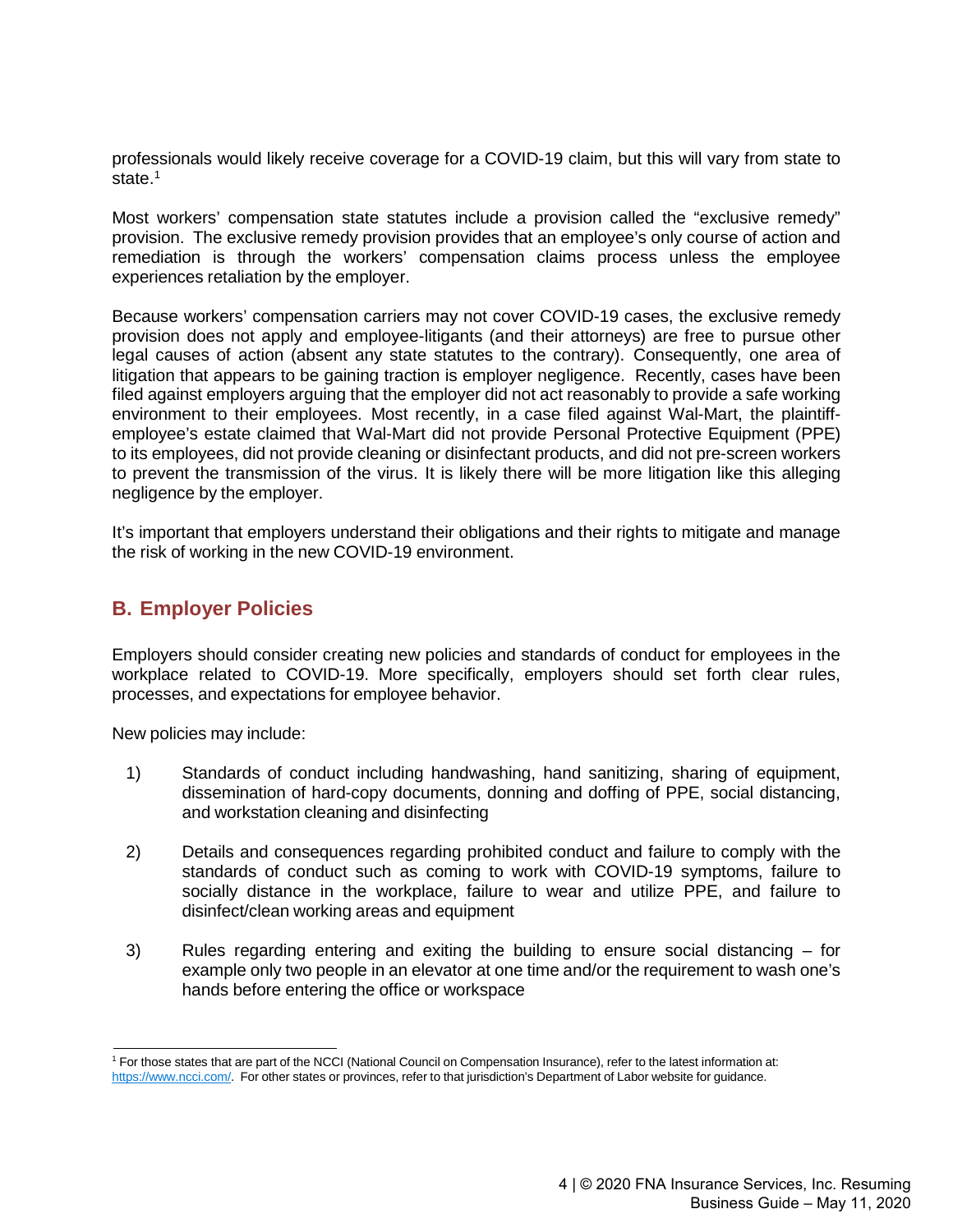professionals would likely receive coverage for a COVID-19 claim, but this will vary from state to state.[1]

Most workers' compensation state statutes include a provision called the "exclusive remedy" provision. The exclusive remedy provision provides that an employee's only course of action and remediation is through the workers' compensation claims process unless the employee experiences retaliation by the employer.

Because workers' compensation carriers may not cover COVID-19 cases, the exclusive remedy provision does not apply and employee-litigants (and their attorneys) are free to pursue other legal causes of action (absent any state statutes to the contrary). Consequently, one area of litigation that appears to be gaining traction is employer negligence. Recently, cases have been filed against employers arguing that the employer did not act reasonably to provide a safe working environment to their employees. Most recently, in a case filed against Wal-Mart, the plaintiff-employee's estate claimed that Wal-Mart did not provide Personal Protective Equipment (PPE) to its employees, did not provide cleaning or disinfectant products, and did not pre-screen workers to prevent the transmission of the virus. It is likely there will be more litigation like this alleging negligence by the employer.

It's important that employers understand their obligations and their rights to mitigate and manage the risk of working in the new COVID-19 environment.

## B. Employer Policies

Employers should consider creating new policies and standards of conduct for employees in the workplace related to COVID-19. More specifically, employers should set forth clear rules, processes, and expectations for employee behavior.

New policies may include:

1) Standards of conduct including handwashing, hand sanitizing, sharing of equipment, dissemination of hard-copy documents, donning and doffing of PPE, social distancing, and workstation cleaning and disinfecting

2) Details and consequences regarding prohibited conduct and failure to comply with the standards of conduct such as coming to work with COVID-19 symptoms, failure to socially distance in the workplace, failure to wear and utilize PPE, and failure to disinfect/clean working areas and equipment

3) Rules regarding entering and exiting the building to ensure social distancing – for example only two people in an elevator at one time and/or the requirement to wash one's hands before entering the office or workspace

---

[1] For those states that are part of the NCCI (National Council on Compensation Insurance), refer to the latest information at: https://www.ncci.com/. For other states or provinces, refer to that jurisdiction's Department of Labor website for guidance.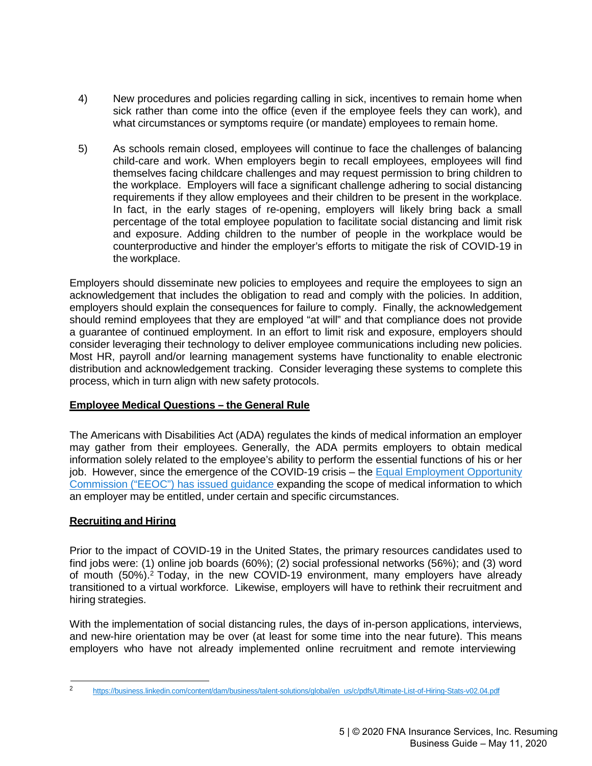4) New procedures and policies regarding calling in sick, incentives to remain home when sick rather than come into the office (even if the employee feels they can work), and what circumstances or symptoms require (or mandate) employees to remain home.

5) As schools remain closed, employees will continue to face the challenges of balancing child-care and work. When employers begin to recall employees, employees will find themselves facing childcare challenges and may request permission to bring children to the workplace. Employers will face a significant challenge adhering to social distancing requirements if they allow employees and their children to be present in the workplace. In fact, in the early stages of re-opening, employers will likely bring back a small percentage of the total employee population to facilitate social distancing and limit risk and exposure. Adding children to the number of people in the workplace would be counterproductive and hinder the employer's efforts to mitigate the risk of COVID-19 in the workplace.

Employers should disseminate new policies to employees and require the employees to sign an acknowledgement that includes the obligation to read and comply with the policies. In addition, employers should explain the consequences for failure to comply. Finally, the acknowledgement should remind employees that they are employed "at will" and that compliance does not provide a guarantee of continued employment. In an effort to limit risk and exposure, employers should consider leveraging their technology to deliver employee communications including new policies. Most HR, payroll and/or learning management systems have functionality to enable electronic distribution and acknowledgement tracking. Consider leveraging these systems to complete this process, which in turn align with new safety protocols.

**Employee Medical Questions – the General Rule**

The Americans with Disabilities Act (ADA) regulates the kinds of medical information an employer may gather from their employees. Generally, the ADA permits employers to obtain medical information solely related to the employee's ability to perform the essential functions of his or her job. However, since the emergence of the COVID-19 crisis – the Equal Employment Opportunity Commission ("EEOC") has issued guidance expanding the scope of medical information to which an employer may be entitled, under certain and specific circumstances.

**Recruiting and Hiring**

Prior to the impact of COVID-19 in the United States, the primary resources candidates used to find jobs were: (1) online job boards (60%); (2) social professional networks (56%); and (3) word of mouth (50%).[2] Today, in the new COVID-19 environment, many employers have already transitioned to a virtual workforce. Likewise, employers will have to rethink their recruitment and hiring strategies.

With the implementation of social distancing rules, the days of in-person applications, interviews, and new-hire orientation may be over (at least for some time into the near future). This means employers who have not already implemented online recruitment and remote interviewing

---

[2] https://business.linkedin.com/content/dam/business/talent-solutions/global/en_us/c/pdfs/Ultimate-List-of-Hiring-Stats-v02.04.pdf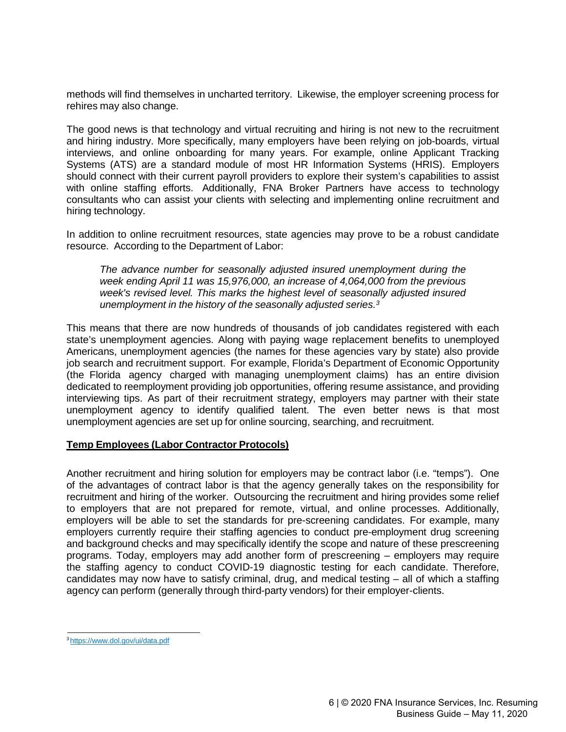methods will find themselves in uncharted territory. Likewise, the employer screening process for rehires may also change.

The good news is that technology and virtual recruiting and hiring is not new to the recruitment and hiring industry. More specifically, many employers have been relying on job-boards, virtual interviews, and online onboarding for many years. For example, online Applicant Tracking Systems (ATS) are a standard module of most HR Information Systems (HRIS). Employers should connect with their current payroll providers to explore their system's capabilities to assist with online staffing efforts. Additionally, FNA Broker Partners have access to technology consultants who can assist your clients with selecting and implementing online recruitment and hiring technology.

In addition to online recruitment resources, state agencies may prove to be a robust candidate resource. According to the Department of Labor:

> *The advance number for seasonally adjusted insured unemployment during the week ending April 11 was 15,976,000, an increase of 4,064,000 from the previous week's revised level. This marks the highest level of seasonally adjusted insured unemployment in the history of the seasonally adjusted series.*[3]

This means that there are now hundreds of thousands of job candidates registered with each state's unemployment agencies. Along with paying wage replacement benefits to unemployed Americans, unemployment agencies (the names for these agencies vary by state) also provide job search and recruitment support. For example, Florida's Department of Economic Opportunity (the Florida agency charged with managing unemployment claims) has an entire division dedicated to reemployment providing job opportunities, offering resume assistance, and providing interviewing tips. As part of their recruitment strategy, employers may partner with their state unemployment agency to identify qualified talent. The even better news is that most unemployment agencies are set up for online sourcing, searching, and recruitment.

**Temp Employees (Labor Contractor Protocols)**

Another recruitment and hiring solution for employers may be contract labor (i.e. "temps"). One of the advantages of contract labor is that the agency generally takes on the responsibility for recruitment and hiring of the worker. Outsourcing the recruitment and hiring provides some relief to employers that are not prepared for remote, virtual, and online processes. Additionally, employers will be able to set the standards for pre-screening candidates. For example, many employers currently require their staffing agencies to conduct pre-employment drug screening and background checks and may specifically identify the scope and nature of these prescreening programs. Today, employers may add another form of prescreening – employers may require the staffing agency to conduct COVID-19 diagnostic testing for each candidate. Therefore, candidates may now have to satisfy criminal, drug, and medical testing – all of which a staffing agency can perform (generally through third-party vendors) for their employer-clients.

---

[3] https://www.dol.gov/ui/data.pdf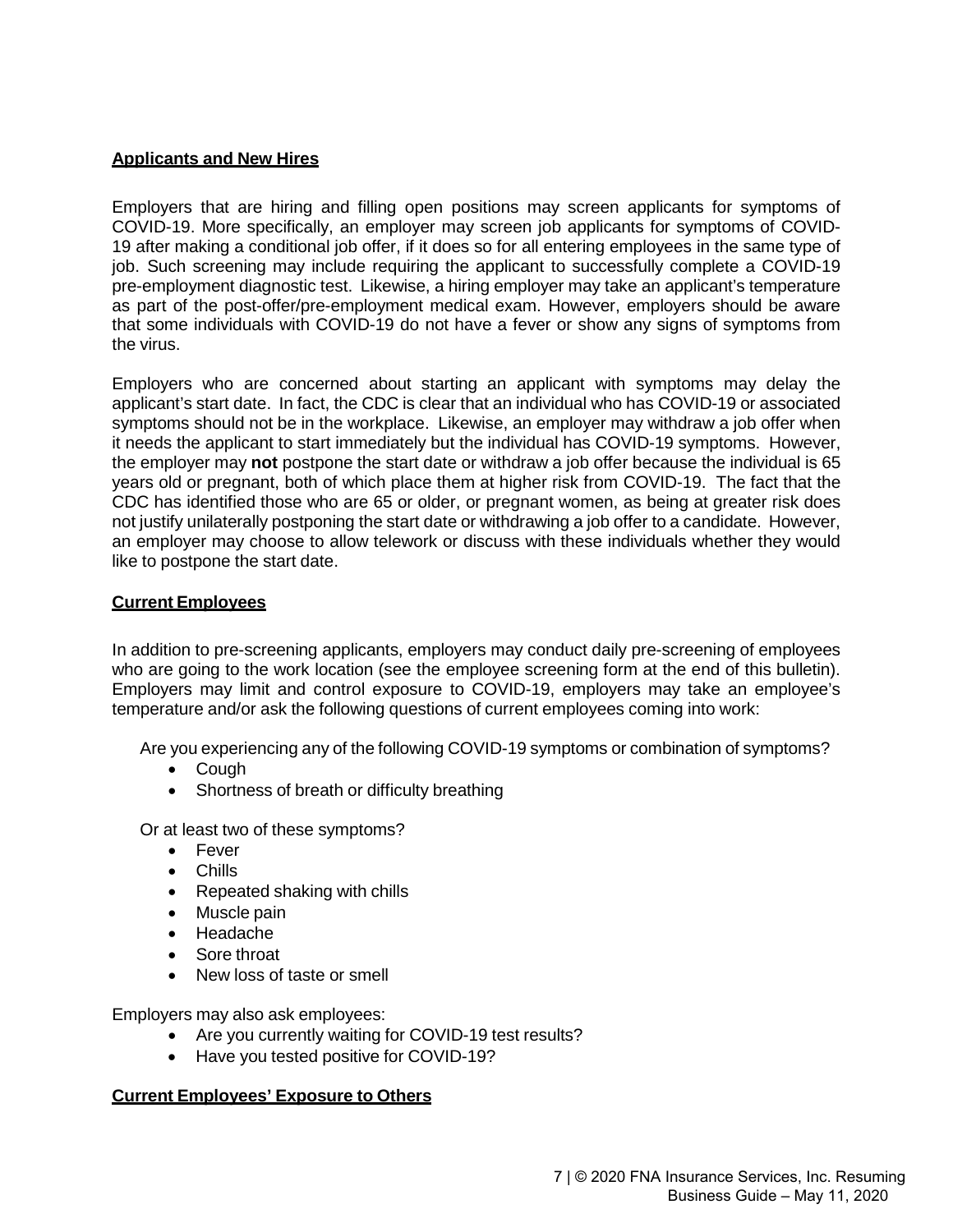**Applicants and New Hires**

Employers that are hiring and filling open positions may screen applicants for symptoms of COVID-19. More specifically, an employer may screen job applicants for symptoms of COVID-19 after making a conditional job offer, if it does so for all entering employees in the same type of job. Such screening may include requiring the applicant to successfully complete a COVID-19 pre-employment diagnostic test. Likewise, a hiring employer may take an applicant's temperature as part of the post-offer/pre-employment medical exam. However, employers should be aware that some individuals with COVID-19 do not have a fever or show any signs of symptoms from the virus.

Employers who are concerned about starting an applicant with symptoms may delay the applicant's start date. In fact, the CDC is clear that an individual who has COVID-19 or associated symptoms should not be in the workplace. Likewise, an employer may withdraw a job offer when it needs the applicant to start immediately but the individual has COVID-19 symptoms. However, the employer may **not** postpone the start date or withdraw a job offer because the individual is 65 years old or pregnant, both of which place them at higher risk from COVID-19. The fact that the CDC has identified those who are 65 or older, or pregnant women, as being at greater risk does not justify unilaterally postponing the start date or withdrawing a job offer to a candidate. However, an employer may choose to allow telework or discuss with these individuals whether they would like to postpone the start date.

**Current Employees**

In addition to pre-screening applicants, employers may conduct daily pre-screening of employees who are going to the work location (see the employee screening form at the end of this bulletin). Employers may limit and control exposure to COVID-19, employers may take an employee's temperature and/or ask the following questions of current employees coming into work:

Are you experiencing any of the following COVID-19 symptoms or combination of symptoms?

- Cough
- Shortness of breath or difficulty breathing

Or at least two of these symptoms?

- Fever
- Chills
- Repeated shaking with chills
- Muscle pain
- Headache
- Sore throat
- New loss of taste or smell

Employers may also ask employees:

- Are you currently waiting for COVID-19 test results?
- Have you tested positive for COVID-19?

**Current Employees' Exposure to Others**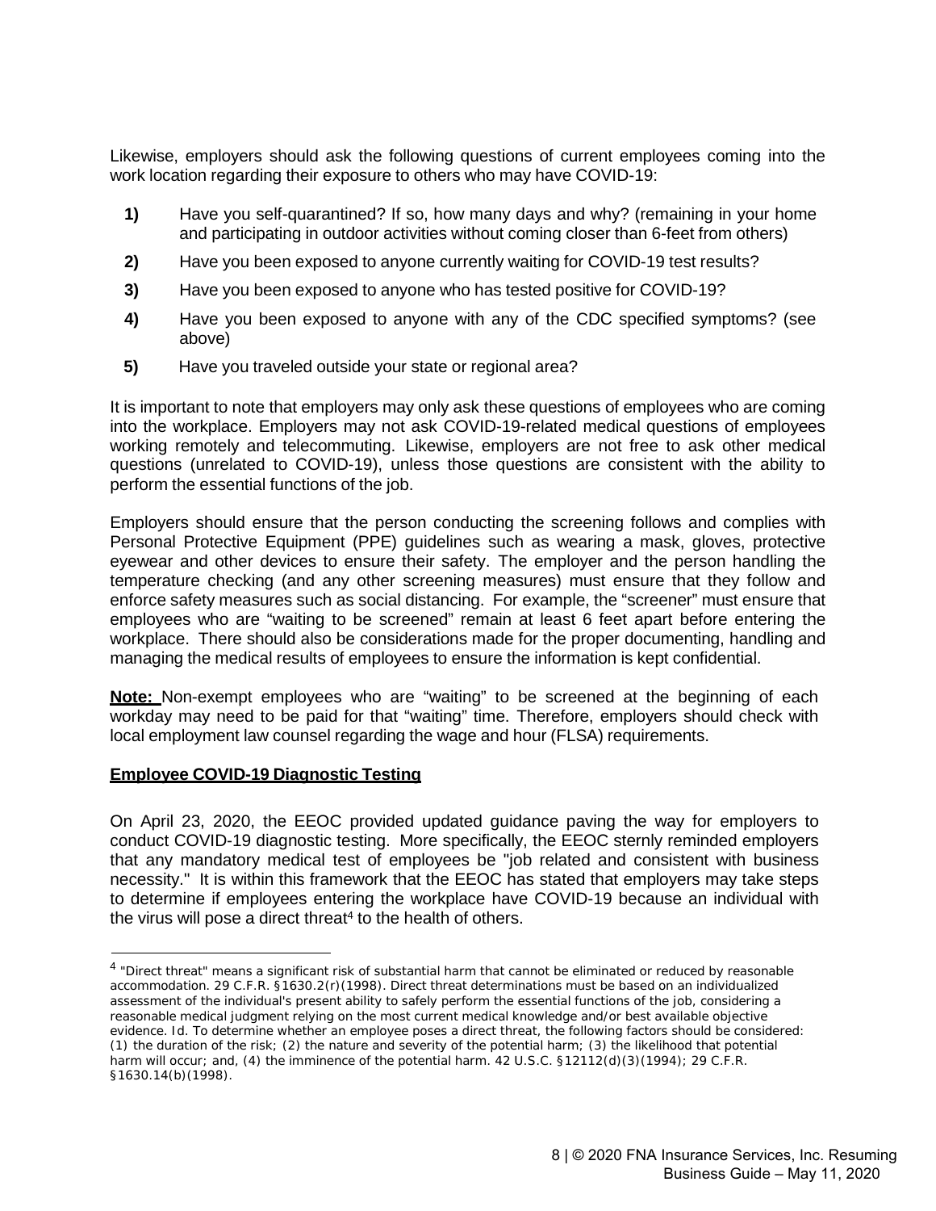Likewise, employers should ask the following questions of current employees coming into the work location regarding their exposure to others who may have COVID-19:

1) Have you self-quarantined? If so, how many days and why? (remaining in your home and participating in outdoor activities without coming closer than 6-feet from others)
2) Have you been exposed to anyone currently waiting for COVID-19 test results?
3) Have you been exposed to anyone who has tested positive for COVID-19?
4) Have you been exposed to anyone with any of the CDC specified symptoms? (see above)
5) Have you traveled outside your state or regional area?

It is important to note that employers may only ask these questions of employees who are coming into the workplace. Employers may not ask COVID-19-related medical questions of employees working remotely and telecommuting. Likewise, employers are not free to ask other medical questions (unrelated to COVID-19), unless those questions are consistent with the ability to perform the essential functions of the job.

Employers should ensure that the person conducting the screening follows and complies with Personal Protective Equipment (PPE) guidelines such as wearing a mask, gloves, protective eyewear and other devices to ensure their safety. The employer and the person handling the temperature checking (and any other screening measures) must ensure that they follow and enforce safety measures such as social distancing. For example, the "screener" must ensure that employees who are "waiting to be screened" remain at least 6 feet apart before entering the workplace. There should also be considerations made for the proper documenting, handling and managing the medical results of employees to ensure the information is kept confidential.

**Note:** Non-exempt employees who are "waiting" to be screened at the beginning of each workday may need to be paid for that "waiting" time. Therefore, employers should check with local employment law counsel regarding the wage and hour (FLSA) requirements.

**Employee COVID-19 Diagnostic Testing**

On April 23, 2020, the EEOC provided updated guidance paving the way for employers to conduct COVID-19 diagnostic testing. More specifically, the EEOC sternly reminded employers that any mandatory medical test of employees be "job related and consistent with business necessity." It is within this framework that the EEOC has stated that employers may take steps to determine if employees entering the workplace have COVID-19 because an individual with the virus will pose a direct threat[4] to the health of others.

[4] "Direct threat" means a significant risk of substantial harm that cannot be eliminated or reduced by reasonable accommodation. 29 C.F.R. §1630.2(r)(1998). Direct threat determinations must be based on an individualized assessment of the individual's present ability to safely perform the essential functions of the job, considering a reasonable medical judgment relying on the most current medical knowledge and/or best available objective evidence. Id. To determine whether an employee poses a direct threat, the following factors should be considered: (1) the duration of the risk; (2) the nature and severity of the potential harm; (3) the likelihood that potential harm will occur; and, (4) the imminence of the potential harm. 42 U.S.C. §12112(d)(3)(1994); 29 C.F.R. §1630.14(b)(1998).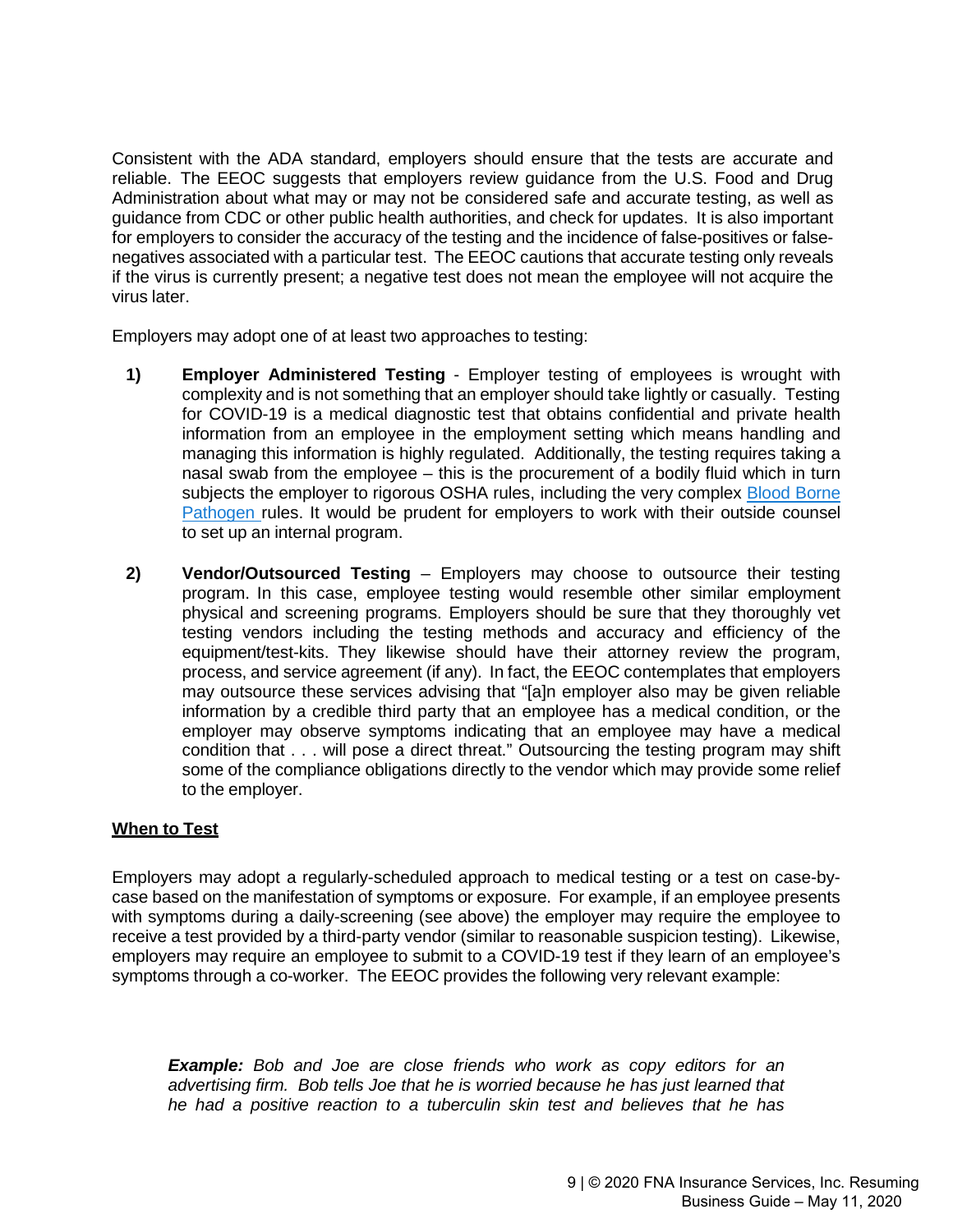Consistent with the ADA standard, employers should ensure that the tests are accurate and reliable. The EEOC suggests that employers review guidance from the U.S. Food and Drug Administration about what may or may not be considered safe and accurate testing, as well as guidance from CDC or other public health authorities, and check for updates. It is also important for employers to consider the accuracy of the testing and the incidence of false-positives or false-negatives associated with a particular test. The EEOC cautions that accurate testing only reveals if the virus is currently present; a negative test does not mean the employee will not acquire the virus later.

Employers may adopt one of at least two approaches to testing:

1) **Employer Administered Testing** - Employer testing of employees is wrought with complexity and is not something that an employer should take lightly or casually. Testing for COVID-19 is a medical diagnostic test that obtains confidential and private health information from an employee in the employment setting which means handling and managing this information is highly regulated. Additionally, the testing requires taking a nasal swab from the employee – this is the procurement of a bodily fluid which in turn subjects the employer to rigorous OSHA rules, including the very complex Blood Borne Pathogen rules. It would be prudent for employers to work with their outside counsel to set up an internal program.

2) **Vendor/Outsourced Testing** – Employers may choose to outsource their testing program. In this case, employee testing would resemble other similar employment physical and screening programs. Employers should be sure that they thoroughly vet testing vendors including the testing methods and accuracy and efficiency of the equipment/test-kits. They likewise should have their attorney review the program, process, and service agreement (if any). In fact, the EEOC contemplates that employers may outsource these services advising that "[a]n employer also may be given reliable information by a credible third party that an employee has a medical condition, or the employer may observe symptoms indicating that an employee may have a medical condition that . . . will pose a direct threat." Outsourcing the testing program may shift some of the compliance obligations directly to the vendor which may provide some relief to the employer.

**When to Test**

Employers may adopt a regularly-scheduled approach to medical testing or a test on case-by-case based on the manifestation of symptoms or exposure. For example, if an employee presents with symptoms during a daily-screening (see above) the employer may require the employee to receive a test provided by a third-party vendor (similar to reasonable suspicion testing). Likewise, employers may require an employee to submit to a COVID-19 test if they learn of an employee's symptoms through a co-worker. The EEOC provides the following very relevant example:

> ***Example:*** *Bob and Joe are close friends who work as copy editors for an advertising firm. Bob tells Joe that he is worried because he has just learned that he had a positive reaction to a tuberculin skin test and believes that he has*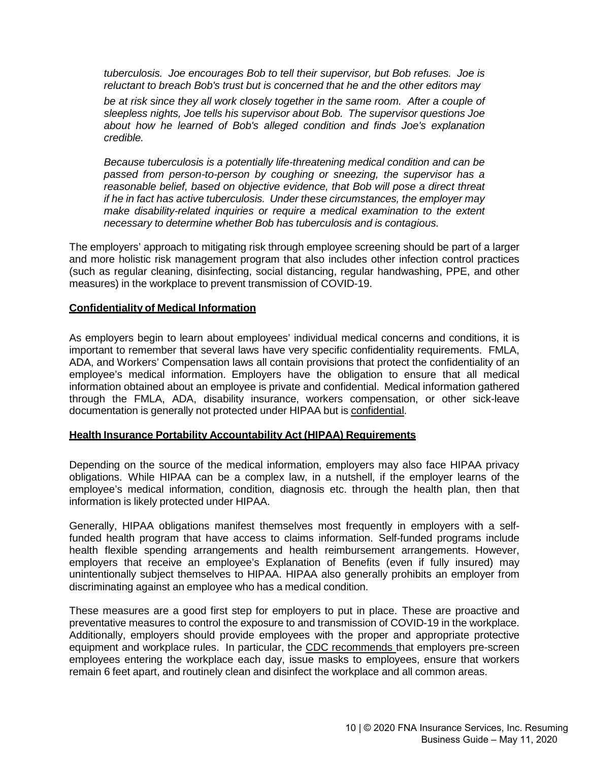*tuberculosis. Joe encourages Bob to tell their supervisor, but Bob refuses. Joe is reluctant to breach Bob's trust but is concerned that he and the other editors may be at risk since they all work closely together in the same room. After a couple of sleepless nights, Joe tells his supervisor about Bob. The supervisor questions Joe about how he learned of Bob's alleged condition and finds Joe's explanation credible.*

*Because tuberculosis is a potentially life-threatening medical condition and can be passed from person-to-person by coughing or sneezing, the supervisor has a reasonable belief, based on objective evidence, that Bob will pose a direct threat if he in fact has active tuberculosis. Under these circumstances, the employer may make disability-related inquiries or require a medical examination to the extent necessary to determine whether Bob has tuberculosis and is contagious.*

The employers' approach to mitigating risk through employee screening should be part of a larger and more holistic risk management program that also includes other infection control practices (such as regular cleaning, disinfecting, social distancing, regular handwashing, PPE, and other measures) in the workplace to prevent transmission of COVID-19.

## Confidentiality of Medical Information

As employers begin to learn about employees' individual medical concerns and conditions, it is important to remember that several laws have very specific confidentiality requirements. FMLA, ADA, and Workers' Compensation laws all contain provisions that protect the confidentiality of an employee's medical information. Employers have the obligation to ensure that all medical information obtained about an employee is private and confidential. Medical information gathered through the FMLA, ADA, disability insurance, workers compensation, or other sick-leave documentation is generally not protected under HIPAA but is confidential.

## Health Insurance Portability Accountability Act (HIPAA) Requirements

Depending on the source of the medical information, employers may also face HIPAA privacy obligations. While HIPAA can be a complex law, in a nutshell, if the employer learns of the employee's medical information, condition, diagnosis etc. through the health plan, then that information is likely protected under HIPAA.

Generally, HIPAA obligations manifest themselves most frequently in employers with a self-funded health program that have access to claims information. Self-funded programs include health flexible spending arrangements and health reimbursement arrangements. However, employers that receive an employee's Explanation of Benefits (even if fully insured) may unintentionally subject themselves to HIPAA. HIPAA also generally prohibits an employer from discriminating against an employee who has a medical condition.

These measures are a good first step for employers to put in place. These are proactive and preventative measures to control the exposure to and transmission of COVID-19 in the workplace. Additionally, employers should provide employees with the proper and appropriate protective equipment and workplace rules. In particular, the CDC recommends that employers pre-screen employees entering the workplace each day, issue masks to employees, ensure that workers remain 6 feet apart, and routinely clean and disinfect the workplace and all common areas.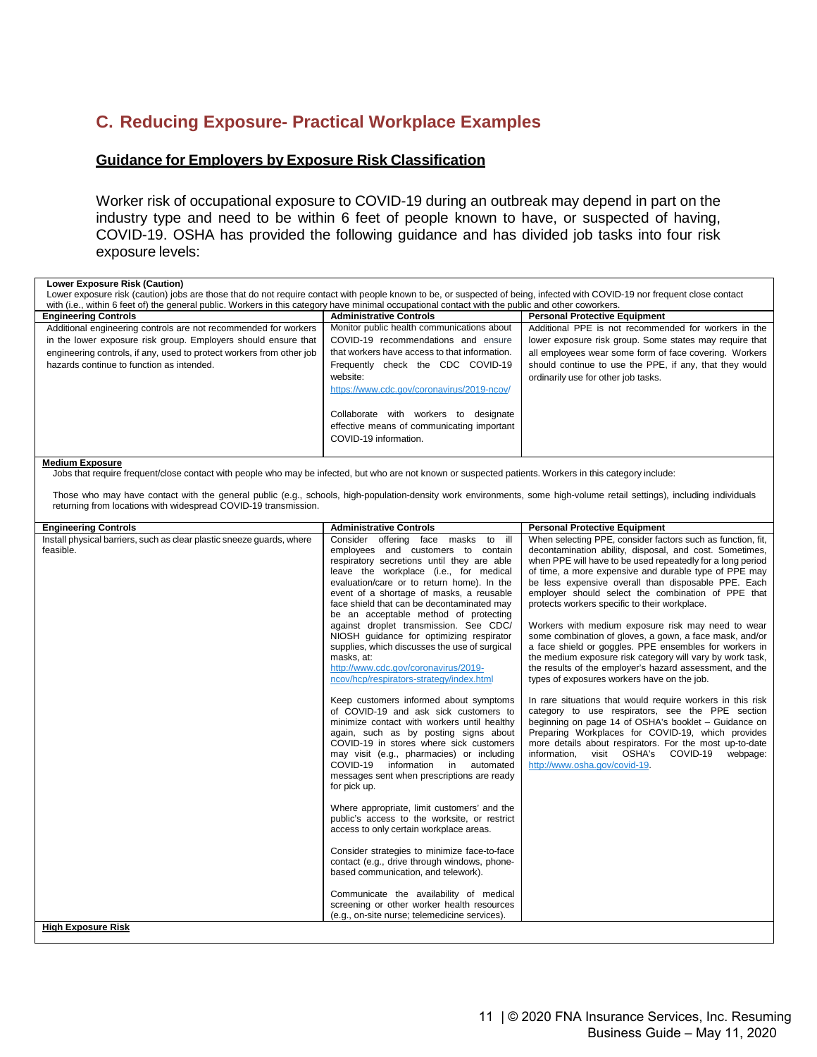## C. Reducing Exposure- Practical Workplace Examples

### Guidance for Employers by Exposure Risk Classification

Worker risk of occupational exposure to COVID-19 during an outbreak may depend in part on the industry type and need to be within 6 feet of people known to have, or suspected of having, COVID-19. OSHA has provided the following guidance and has divided job tasks into four risk exposure levels:

**Lower Exposure Risk (Caution)**

Lower exposure risk (caution) jobs are those that do not require contact with people known to be, or suspected of being, infected with COVID-19 nor frequent close contact with (i.e., within 6 feet of) the general public. Workers in this category have minimal occupational contact with the public and other coworkers.

| Engineering Controls | Administrative Controls | Personal Protective Equipment |
|---|---|---|
| Additional engineering controls are not recommended for workers in the lower exposure risk group. Employers should ensure that engineering controls, if any, used to protect workers from other job hazards continue to function as intended. | Monitor public health communications about COVID-19 recommendations and ensure that workers have access to that information. Frequently check the CDC COVID-19 website: https://www.cdc.gov/coronavirus/2019-ncov/<br><br>Collaborate with workers to designate effective means of communicating important COVID-19 information. | Additional PPE is not recommended for workers in the lower exposure risk group. Some states may require that all employees wear some form of face covering. Workers should continue to use the PPE, if any, that they would ordinarily use for other job tasks. |

**Medium Exposure**

Jobs that require frequent/close contact with people who may be infected, but who are not known or suspected patients. Workers in this category include:

Those who may have contact with the general public (e.g., schools, high-population-density work environments, some high-volume retail settings), including individuals returning from locations with widespread COVID-19 transmission.

| Engineering Controls | Administrative Controls | Personal Protective Equipment |
|---|---|---|
| Install physical barriers, such as clear plastic sneeze guards, where feasible. | Consider offering face masks to ill employees and customers to contain respiratory secretions until they are able leave the workplace (i.e., for medical evaluation/care or to return home). In the event of a shortage of masks, a reusable face shield that can be decontaminated may be an acceptable method of protecting against droplet transmission. See CDC/ NIOSH guidance for optimizing respirator supplies, which discusses the use of surgical masks, at: http://www.cdc.gov/coronavirus/2019-ncov/hcp/respirators-strategy/index.html<br><br>Keep customers informed about symptoms of COVID-19 and ask sick customers to minimize contact with workers until healthy again, such as by posting signs about COVID-19 in stores where sick customers may visit (e.g., pharmacies) or including COVID-19 information in automated messages sent when prescriptions are ready for pick up.<br><br>Where appropriate, limit customers' and the public's access to the worksite, or restrict access to only certain workplace areas.<br><br>Consider strategies to minimize face-to-face contact (e.g., drive through windows, phone-based communication, and telework).<br><br>Communicate the availability of medical screening or other worker health resources (e.g., on-site nurse; telemedicine services). | When selecting PPE, consider factors such as function, fit, decontamination ability, disposal, and cost. Sometimes, when PPE will have to be used repeatedly for a long period of time, a more expensive and durable type of PPE may be less expensive overall than disposable PPE. Each employer should select the combination of PPE that protects workers specific to their workplace.<br><br>Workers with medium exposure risk may need to wear some combination of gloves, a gown, a face mask, and/or a face shield or goggles. PPE ensembles for workers in the medium exposure risk category will vary by work task, the results of the employer's hazard assessment, and the types of exposures workers have on the job.<br><br>In rare situations that would require workers in this risk category to use respirators, see the PPE section beginning on page 14 of OSHA's booklet – Guidance on Preparing Workplaces for COVID-19, which provides more details about respirators. For the most up-to-date information, visit OSHA's COVID-19 webpage: http://www.osha.gov/covid-19. |

**High Exposure Risk**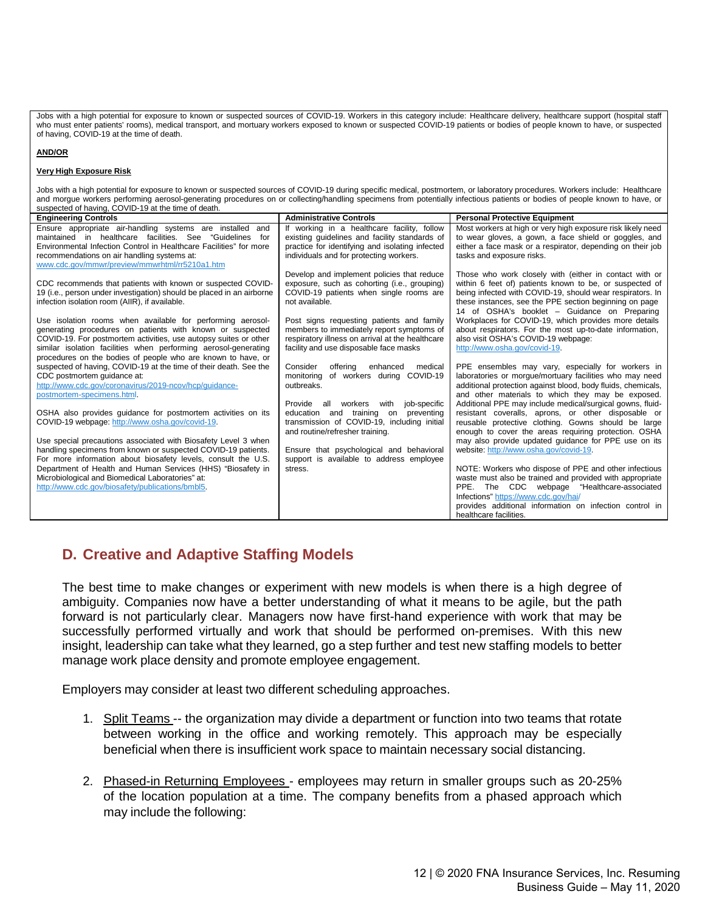Jobs with a high potential for exposure to known or suspected sources of COVID-19. Workers in this category include: Healthcare delivery, healthcare support (hospital staff who must enter patients' rooms), medical transport, and mortuary workers exposed to known or suspected COVID-19 patients or bodies of people known to have, or suspected of having, COVID-19 at the time of death.

**AND/OR**

**Very High Exposure Risk**

Jobs with a high potential for exposure to known or suspected sources of COVID-19 during specific medical, postmortem, or laboratory procedures. Workers include: Healthcare and morgue workers performing aerosol-generating procedures on or collecting/handling specimens from potentially infectious patients or bodies of people known to have, or suspected of having, COVID-19 at the time of death.

| Engineering Controls | Administrative Controls | Personal Protective Equipment |
|---|---|---|
| Ensure appropriate air-handling systems are installed and maintained in healthcare facilities. See "Guidelines for Environmental Infection Control in Healthcare Facilities" for more recommendations on air handling systems at: www.cdc.gov/mmwr/preview/mmwrhtml/rr5210a1.htm<br><br>CDC recommends that patients with known or suspected COVID-19 (i.e., person under investigation) should be placed in an airborne infection isolation room (AIIR), if available.<br><br>Use isolation rooms when available for performing aerosol-generating procedures on patients with known or suspected COVID-19. For postmortem activities, use autopsy suites or other similar isolation facilities when performing aerosol-generating procedures on the bodies of people who are known to have, or suspected of having, COVID-19 at the time of their death. See the CDC postmortem guidance at: http://www.cdc.gov/coronavirus/2019-ncov/hcp/guidance-postmortem-specimens.html.<br><br>OSHA also provides guidance for postmortem activities on its COVID-19 webpage: http://www.osha.gov/covid-19.<br><br>Use special precautions associated with Biosafety Level 3 when handling specimens from known or suspected COVID-19 patients. For more information about biosafety levels, consult the U.S. Department of Health and Human Services (HHS) "Biosafety in Microbiological and Biomedical Laboratories" at: http://www.cdc.gov/biosafety/publications/bmbl5. | If working in a healthcare facility, follow existing guidelines and facility standards of practice for identifying and isolating infected individuals and for protecting workers.<br><br>Develop and implement policies that reduce exposure, such as cohorting (i.e., grouping) COVID-19 patients when single rooms are not available.<br><br>Post signs requesting patients and family members to immediately report symptoms of respiratory illness on arrival at the healthcare facility and use disposable face masks<br><br>Consider offering enhanced medical monitoring of workers during COVID-19 outbreaks.<br><br>Provide all workers with job-specific education and training on preventing transmission of COVID-19, including initial and routine/refresher training.<br><br>Ensure that psychological and behavioral support is available to address employee stress. | Most workers at high or very high exposure risk likely need to wear gloves, a gown, a face shield or goggles, and either a face mask or a respirator, depending on their job tasks and exposure risks.<br><br>Those who work closely with (either in contact with or within 6 feet of) patients known to be, or suspected of being infected with COVID-19, should wear respirators. In these instances, see the PPE section beginning on page 14 of OSHA's booklet – Guidance on Preparing Workplaces for COVID-19, which provides more details about respirators. For the most up-to-date information, also visit OSHA's COVID-19 webpage: http://www.osha.gov/covid-19.<br><br>PPE ensembles may vary, especially for workers in laboratories or morgue/mortuary facilities who may need additional protection against blood, body fluids, chemicals, and other materials to which they may be exposed. Additional PPE may include medical/surgical gowns, fluid-resistant coveralls, aprons, or other disposable or reusable protective clothing. Gowns should be large enough to cover the areas requiring protection. OSHA may also provide updated guidance for PPE use on its website: http://www.osha.gov/covid-19.<br><br>NOTE: Workers who dispose of PPE and other infectious waste must also be trained and provided with appropriate PPE. The CDC webpage "Healthcare-associated Infections" https://www.cdc.gov/hai/ provides additional information on infection control in healthcare facilities. |

## D. Creative and Adaptive Staffing Models

The best time to make changes or experiment with new models is when there is a high degree of ambiguity. Companies now have a better understanding of what it means to be agile, but the path forward is not particularly clear. Managers now have first-hand experience with work that may be successfully performed virtually and work that should be performed on-premises. With this new insight, leadership can take what they learned, go a step further and test new staffing models to better manage work place density and promote employee engagement.

Employers may consider at least two different scheduling approaches.

1. Split Teams -- the organization may divide a department or function into two teams that rotate between working in the office and working remotely. This approach may be especially beneficial when there is insufficient work space to maintain necessary social distancing.

2. Phased-in Returning Employees - employees may return in smaller groups such as 20-25% of the location population at a time. The company benefits from a phased approach which may include the following: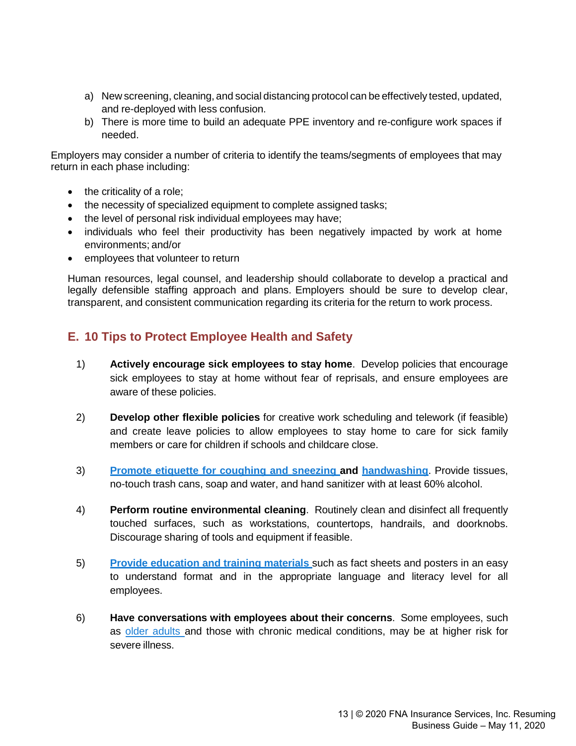a) New screening, cleaning, and social distancing protocol can be effectively tested, updated, and re-deployed with less confusion.
b) There is more time to build an adequate PPE inventory and re-configure work spaces if needed.

Employers may consider a number of criteria to identify the teams/segments of employees that may return in each phase including:

- the criticality of a role;
- the necessity of specialized equipment to complete assigned tasks;
- the level of personal risk individual employees may have;
- individuals who feel their productivity has been negatively impacted by work at home environments; and/or
- employees that volunteer to return

Human resources, legal counsel, and leadership should collaborate to develop a practical and legally defensible staffing approach and plans. Employers should be sure to develop clear, transparent, and consistent communication regarding its criteria for the return to work process.

## E. 10 Tips to Protect Employee Health and Safety

1) **Actively encourage sick employees to stay home**. Develop policies that encourage sick employees to stay at home without fear of reprisals, and ensure employees are aware of these policies.

2) **Develop other flexible policies** for creative work scheduling and telework (if feasible) and create leave policies to allow employees to stay home to care for sick family members or care for children if schools and childcare close.

3) **Promote etiquette for coughing and sneezing and handwashing**. Provide tissues, no-touch trash cans, soap and water, and hand sanitizer with at least 60% alcohol.

4) **Perform routine environmental cleaning**. Routinely clean and disinfect all frequently touched surfaces, such as workstations, countertops, handrails, and doorknobs. Discourage sharing of tools and equipment if feasible.

5) **Provide education and training materials** such as fact sheets and posters in an easy to understand format and in the appropriate language and literacy level for all employees.

6) **Have conversations with employees about their concerns**. Some employees, such as older adults and those with chronic medical conditions, may be at higher risk for severe illness.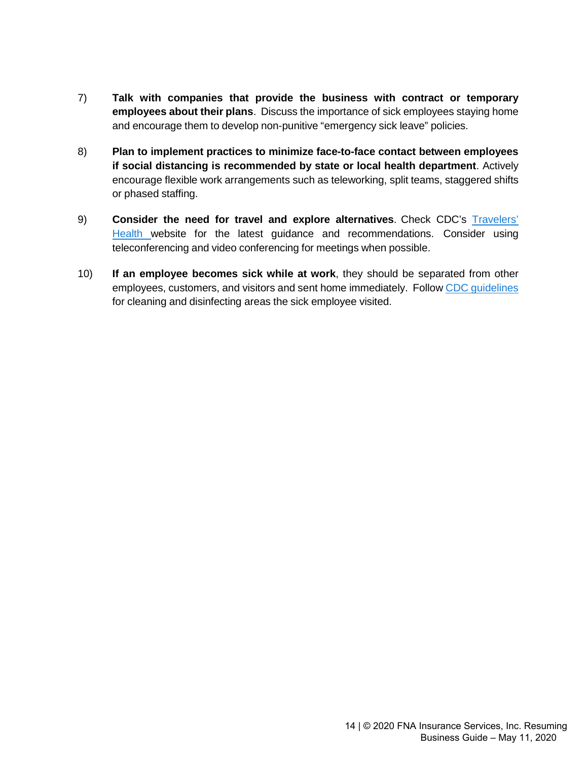7) **Talk with companies that provide the business with contract or temporary employees about their plans**. Discuss the importance of sick employees staying home and encourage them to develop non-punitive "emergency sick leave" policies.

8) **Plan to implement practices to minimize face-to-face contact between employees if social distancing is recommended by state or local health department**. Actively encourage flexible work arrangements such as teleworking, split teams, staggered shifts or phased staffing.

9) **Consider the need for travel and explore alternatives**. Check CDC's Travelers' Health website for the latest guidance and recommendations. Consider using teleconferencing and video conferencing for meetings when possible.

10) **If an employee becomes sick while at work**, they should be separated from other employees, customers, and visitors and sent home immediately. Follow CDC guidelines for cleaning and disinfecting areas the sick employee visited.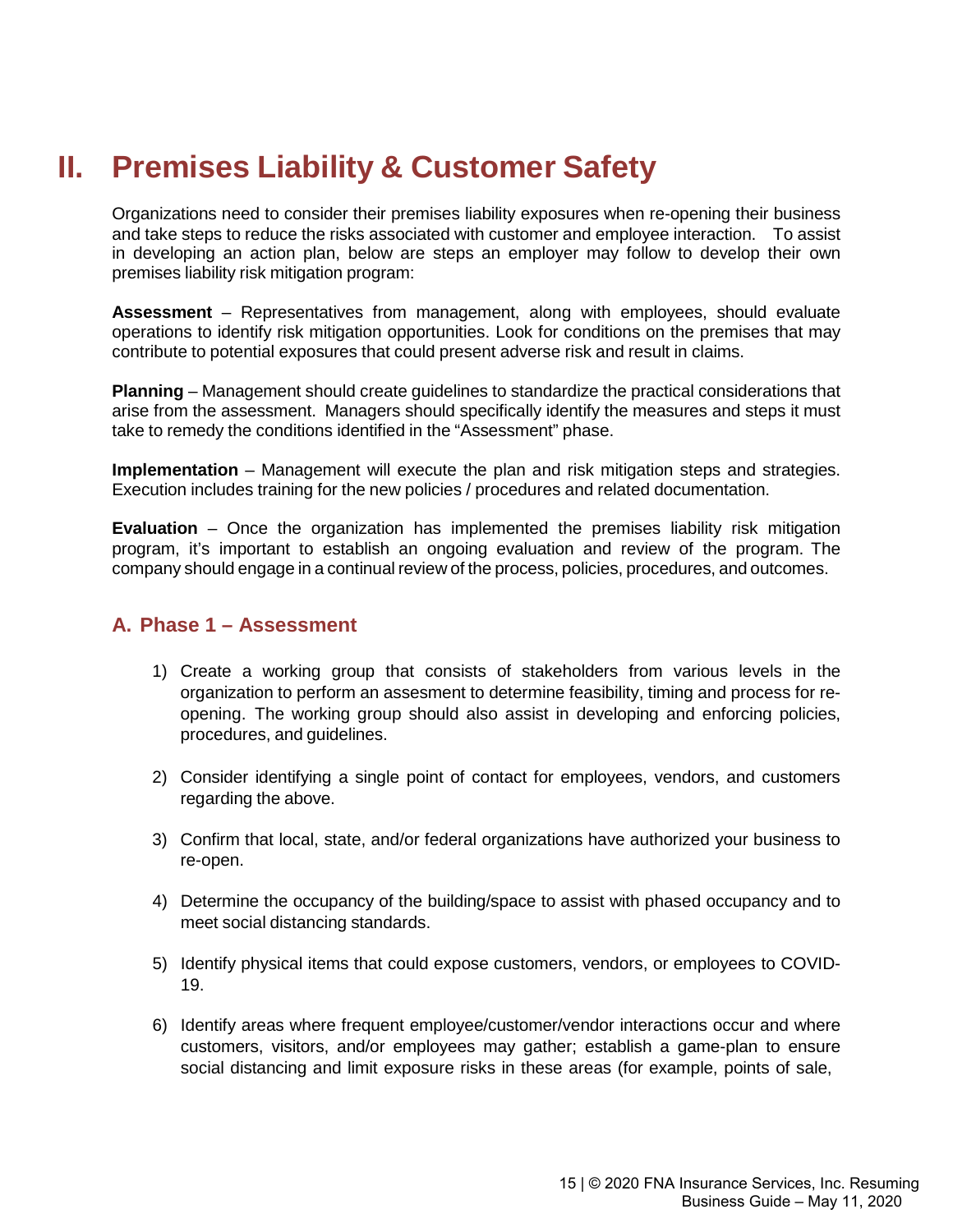# II. Premises Liability & Customer Safety

Organizations need to consider their premises liability exposures when re-opening their business and take steps to reduce the risks associated with customer and employee interaction. To assist in developing an action plan, below are steps an employer may follow to develop their own premises liability risk mitigation program:

**Assessment** – Representatives from management, along with employees, should evaluate operations to identify risk mitigation opportunities. Look for conditions on the premises that may contribute to potential exposures that could present adverse risk and result in claims.

**Planning** – Management should create guidelines to standardize the practical considerations that arise from the assessment. Managers should specifically identify the measures and steps it must take to remedy the conditions identified in the "Assessment" phase.

**Implementation** – Management will execute the plan and risk mitigation steps and strategies. Execution includes training for the new policies / procedures and related documentation.

**Evaluation** – Once the organization has implemented the premises liability risk mitigation program, it's important to establish an ongoing evaluation and review of the program. The company should engage in a continual review of the process, policies, procedures, and outcomes.

## A. Phase 1 – Assessment

1) Create a working group that consists of stakeholders from various levels in the organization to perform an assesment to determine feasibility, timing and process for re-opening. The working group should also assist in developing and enforcing policies, procedures, and guidelines.

2) Consider identifying a single point of contact for employees, vendors, and customers regarding the above.

3) Confirm that local, state, and/or federal organizations have authorized your business to re-open.

4) Determine the occupancy of the building/space to assist with phased occupancy and to meet social distancing standards.

5) Identify physical items that could expose customers, vendors, or employees to COVID-19.

6) Identify areas where frequent employee/customer/vendor interactions occur and where customers, visitors, and/or employees may gather; establish a game-plan to ensure social distancing and limit exposure risks in these areas (for example, points of sale,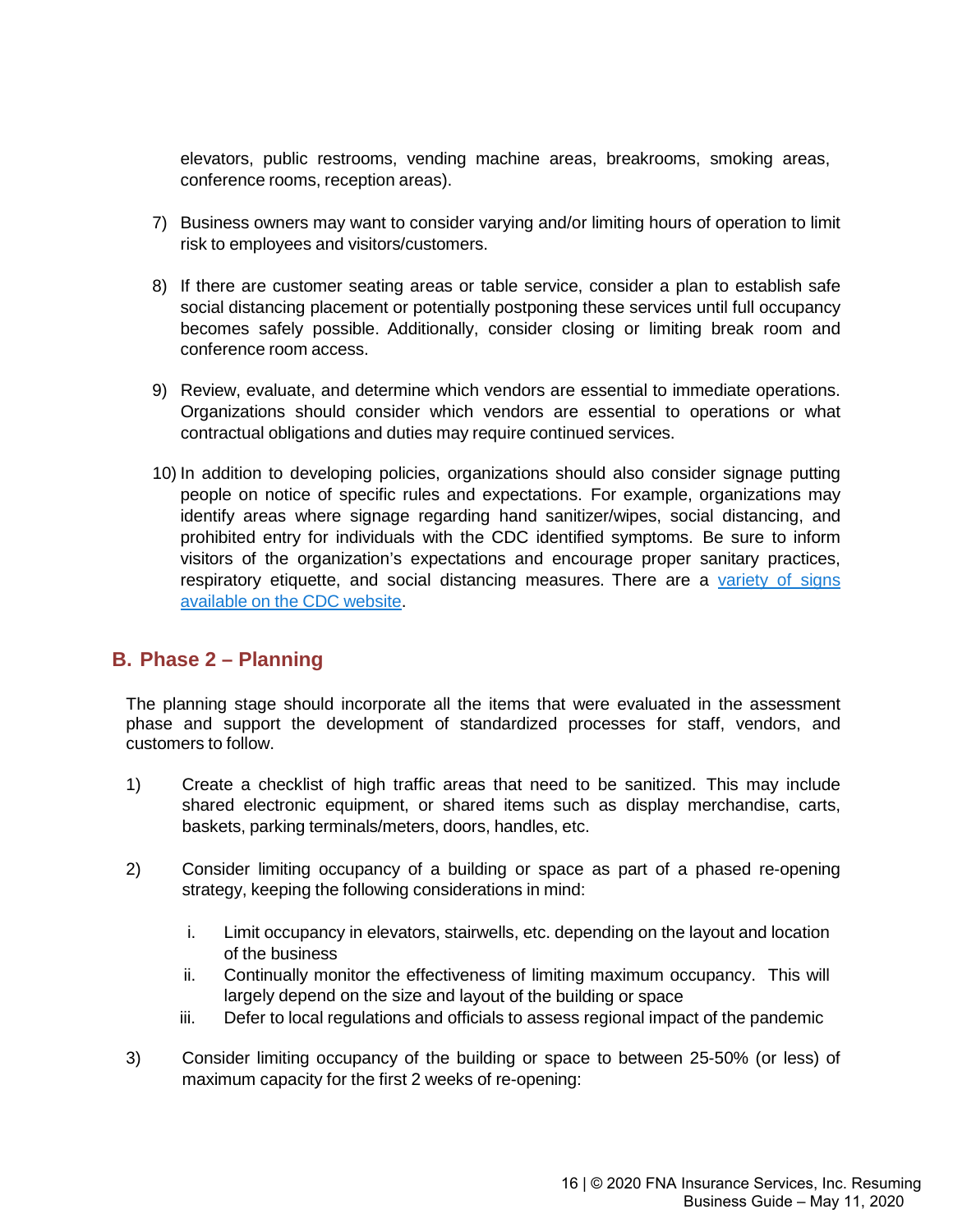elevators, public restrooms, vending machine areas, breakrooms, smoking areas, conference rooms, reception areas).

7) Business owners may want to consider varying and/or limiting hours of operation to limit risk to employees and visitors/customers.

8) If there are customer seating areas or table service, consider a plan to establish safe social distancing placement or potentially postponing these services until full occupancy becomes safely possible. Additionally, consider closing or limiting break room and conference room access.

9) Review, evaluate, and determine which vendors are essential to immediate operations. Organizations should consider which vendors are essential to operations or what contractual obligations and duties may require continued services.

10) In addition to developing policies, organizations should also consider signage putting people on notice of specific rules and expectations. For example, organizations may identify areas where signage regarding hand sanitizer/wipes, social distancing, and prohibited entry for individuals with the CDC identified symptoms. Be sure to inform visitors of the organization's expectations and encourage proper sanitary practices, respiratory etiquette, and social distancing measures. There are a variety of signs available on the CDC website.

## B. Phase 2 – Planning

The planning stage should incorporate all the items that were evaluated in the assessment phase and support the development of standardized processes for staff, vendors, and customers to follow.

1) Create a checklist of high traffic areas that need to be sanitized. This may include shared electronic equipment, or shared items such as display merchandise, carts, baskets, parking terminals/meters, doors, handles, etc.

2) Consider limiting occupancy of a building or space as part of a phased re-opening strategy, keeping the following considerations in mind:

   i. Limit occupancy in elevators, stairwells, etc. depending on the layout and location of the business
   ii. Continually monitor the effectiveness of limiting maximum occupancy. This will largely depend on the size and layout of the building or space
   iii. Defer to local regulations and officials to assess regional impact of the pandemic

3) Consider limiting occupancy of the building or space to between 25-50% (or less) of maximum capacity for the first 2 weeks of re-opening: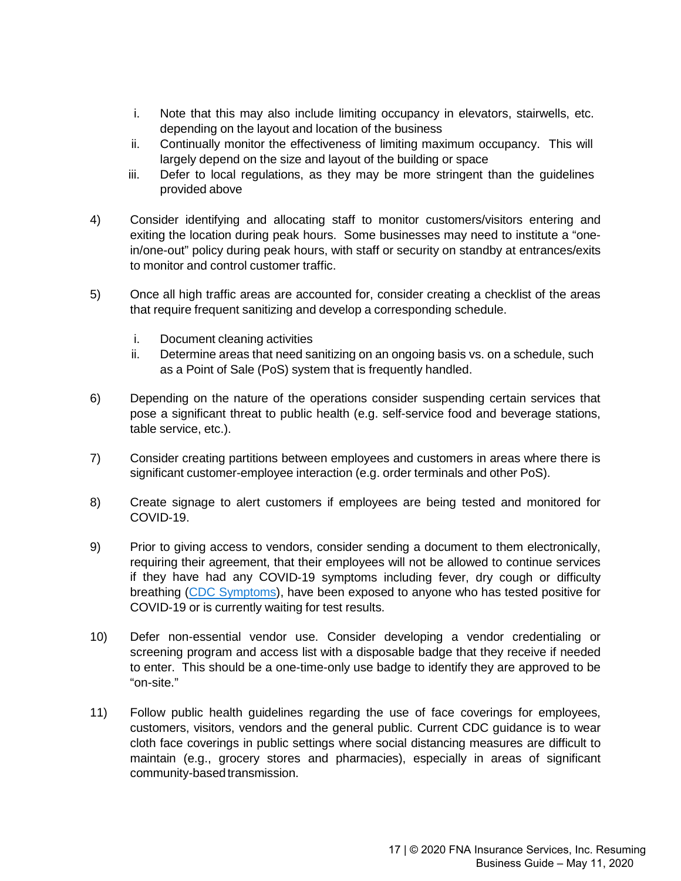i. Note that this may also include limiting occupancy in elevators, stairwells, etc. depending on the layout and location of the business
   ii. Continually monitor the effectiveness of limiting maximum occupancy. This will largely depend on the size and layout of the building or space
   iii. Defer to local regulations, as they may be more stringent than the guidelines provided above

4) Consider identifying and allocating staff to monitor customers/visitors entering and exiting the location during peak hours. Some businesses may need to institute a "one-in/one-out" policy during peak hours, with staff or security on standby at entrances/exits to monitor and control customer traffic.

5) Once all high traffic areas are accounted for, consider creating a checklist of the areas that require frequent sanitizing and develop a corresponding schedule.

   i. Document cleaning activities
   ii. Determine areas that need sanitizing on an ongoing basis vs. on a schedule, such as a Point of Sale (PoS) system that is frequently handled.

6) Depending on the nature of the operations consider suspending certain services that pose a significant threat to public health (e.g. self-service food and beverage stations, table service, etc.).

7) Consider creating partitions between employees and customers in areas where there is significant customer-employee interaction (e.g. order terminals and other PoS).

8) Create signage to alert customers if employees are being tested and monitored for COVID-19.

9) Prior to giving access to vendors, consider sending a document to them electronically, requiring their agreement, that their employees will not be allowed to continue services if they have had any COVID-19 symptoms including fever, dry cough or difficulty breathing (CDC Symptoms), have been exposed to anyone who has tested positive for COVID-19 or is currently waiting for test results.

10) Defer non-essential vendor use. Consider developing a vendor credentialing or screening program and access list with a disposable badge that they receive if needed to enter. This should be a one-time-only use badge to identify they are approved to be "on-site."

11) Follow public health guidelines regarding the use of face coverings for employees, customers, visitors, vendors and the general public. Current CDC guidance is to wear cloth face coverings in public settings where social distancing measures are difficult to maintain (e.g., grocery stores and pharmacies), especially in areas of significant community-based transmission.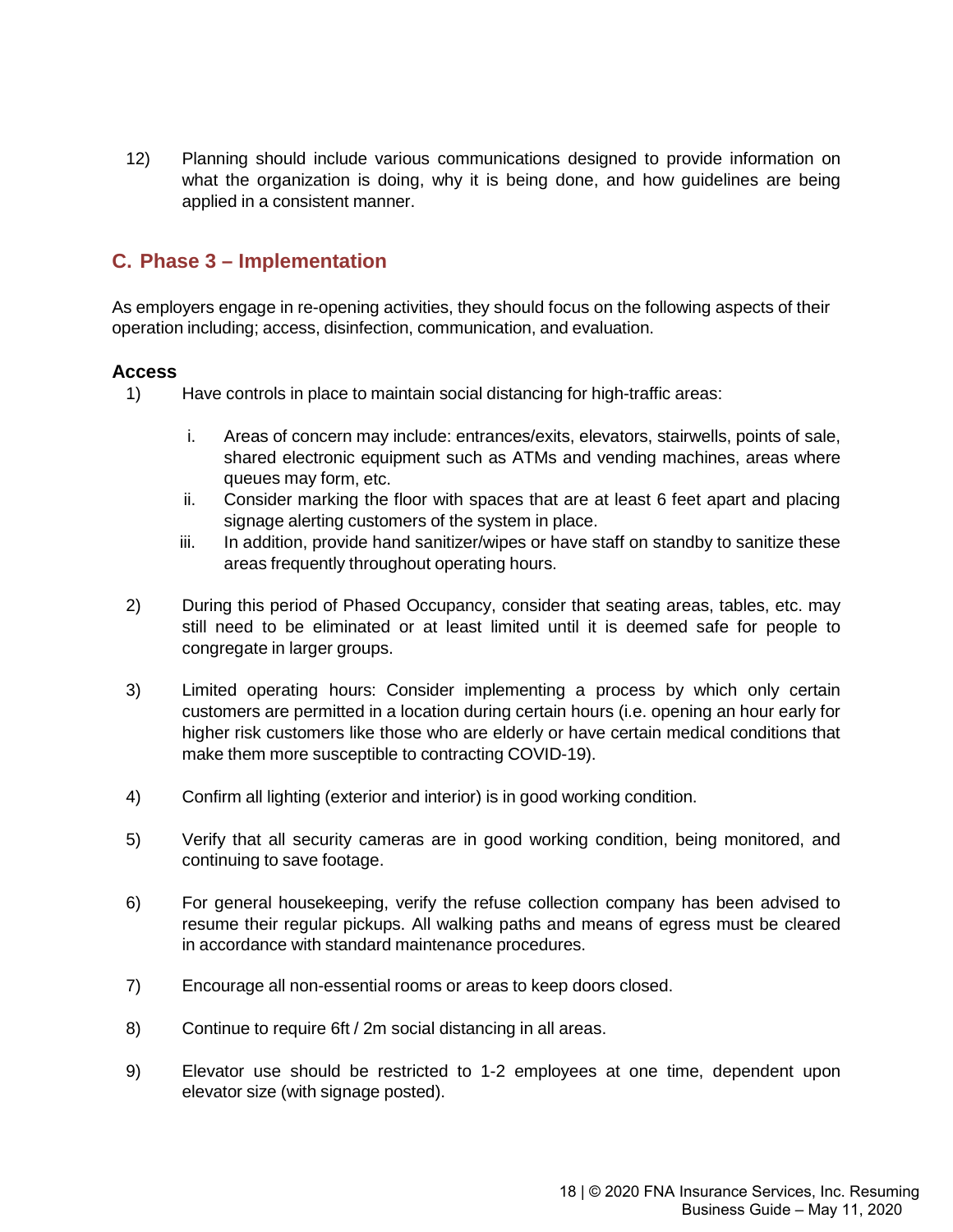12) Planning should include various communications designed to provide information on what the organization is doing, why it is being done, and how guidelines are being applied in a consistent manner.

## C. Phase 3 – Implementation

As employers engage in re-opening activities, they should focus on the following aspects of their operation including; access, disinfection, communication, and evaluation.

### Access

1) Have controls in place to maintain social distancing for high-traffic areas:

   i. Areas of concern may include: entrances/exits, elevators, stairwells, points of sale, shared electronic equipment such as ATMs and vending machines, areas where queues may form, etc.
   
   ii. Consider marking the floor with spaces that are at least 6 feet apart and placing signage alerting customers of the system in place.
   
   iii. In addition, provide hand sanitizer/wipes or have staff on standby to sanitize these areas frequently throughout operating hours.

2) During this period of Phased Occupancy, consider that seating areas, tables, etc. may still need to be eliminated or at least limited until it is deemed safe for people to congregate in larger groups.

3) Limited operating hours: Consider implementing a process by which only certain customers are permitted in a location during certain hours (i.e. opening an hour early for higher risk customers like those who are elderly or have certain medical conditions that make them more susceptible to contracting COVID-19).

4) Confirm all lighting (exterior and interior) is in good working condition.

5) Verify that all security cameras are in good working condition, being monitored, and continuing to save footage.

6) For general housekeeping, verify the refuse collection company has been advised to resume their regular pickups. All walking paths and means of egress must be cleared in accordance with standard maintenance procedures.

7) Encourage all non-essential rooms or areas to keep doors closed.

8) Continue to require 6ft / 2m social distancing in all areas.

9) Elevator use should be restricted to 1-2 employees at one time, dependent upon elevator size (with signage posted).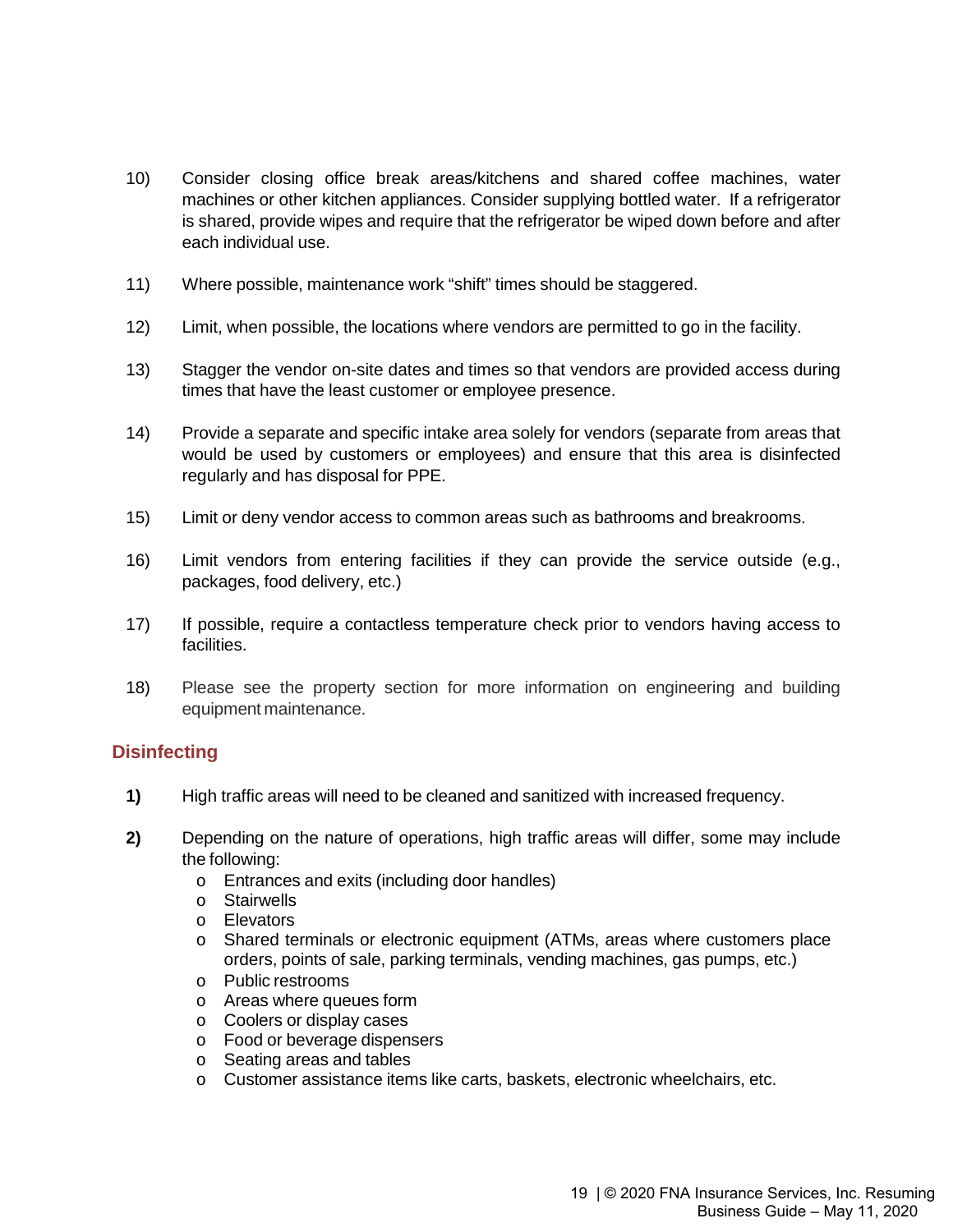10) Consider closing office break areas/kitchens and shared coffee machines, water machines or other kitchen appliances. Consider supplying bottled water. If a refrigerator is shared, provide wipes and require that the refrigerator be wiped down before and after each individual use.

11) Where possible, maintenance work "shift" times should be staggered.

12) Limit, when possible, the locations where vendors are permitted to go in the facility.

13) Stagger the vendor on-site dates and times so that vendors are provided access during times that have the least customer or employee presence.

14) Provide a separate and specific intake area solely for vendors (separate from areas that would be used by customers or employees) and ensure that this area is disinfected regularly and has disposal for PPE.

15) Limit or deny vendor access to common areas such as bathrooms and breakrooms.

16) Limit vendors from entering facilities if they can provide the service outside (e.g., packages, food delivery, etc.)

17) If possible, require a contactless temperature check prior to vendors having access to facilities.

18) Please see the property section for more information on engineering and building equipment maintenance.

## Disinfecting

**1)** High traffic areas will need to be cleaned and sanitized with increased frequency.

**2)** Depending on the nature of operations, high traffic areas will differ, some may include the following:

- Entrances and exits (including door handles)
- Stairwells
- Elevators
- Shared terminals or electronic equipment (ATMs, areas where customers place orders, points of sale, parking terminals, vending machines, gas pumps, etc.)
- Public restrooms
- Areas where queues form
- Coolers or display cases
- Food or beverage dispensers
- Seating areas and tables
- Customer assistance items like carts, baskets, electronic wheelchairs, etc.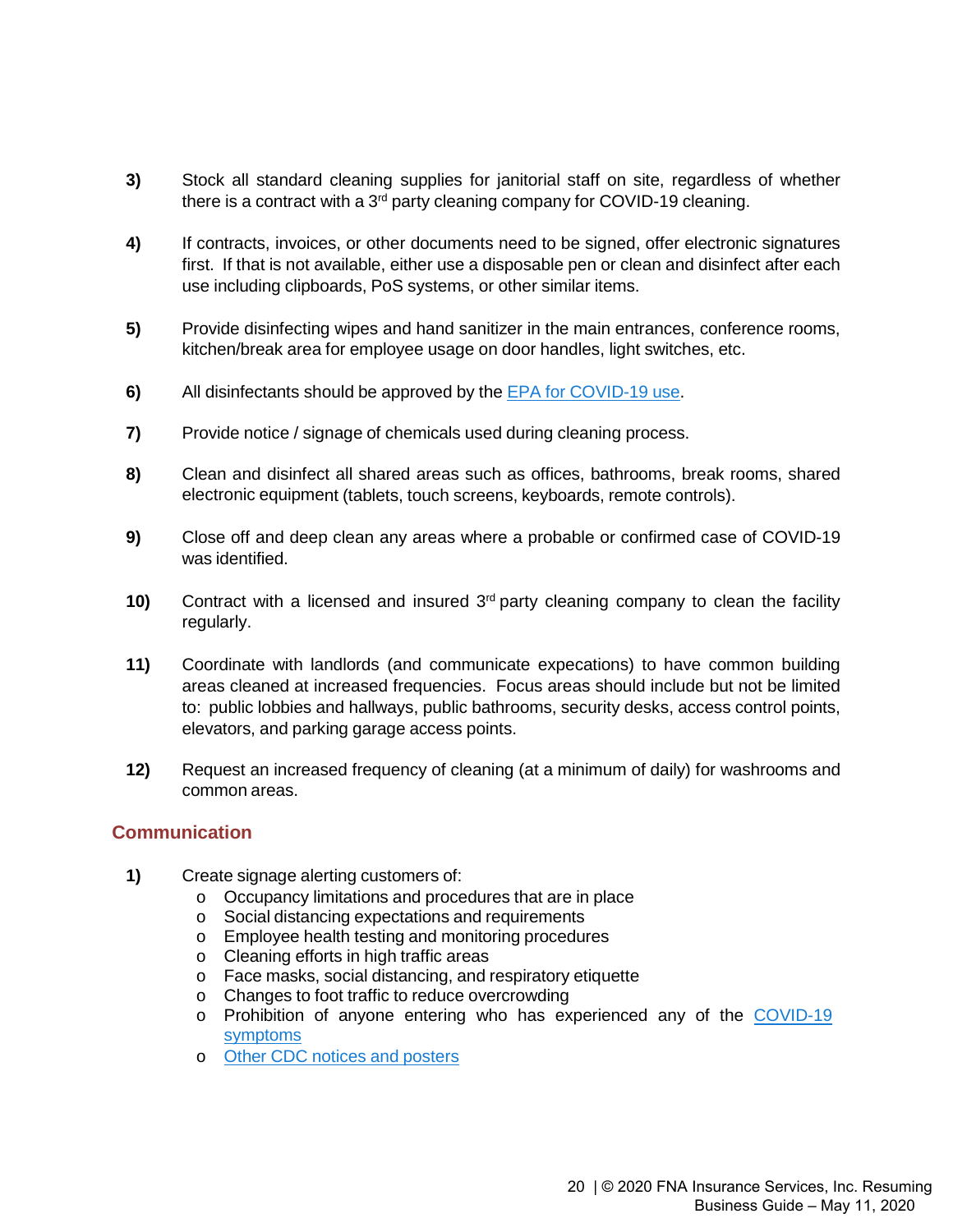3) Stock all standard cleaning supplies for janitorial staff on site, regardless of whether there is a contract with a 3rd party cleaning company for COVID-19 cleaning.

4) If contracts, invoices, or other documents need to be signed, offer electronic signatures first. If that is not available, either use a disposable pen or clean and disinfect after each use including clipboards, PoS systems, or other similar items.

5) Provide disinfecting wipes and hand sanitizer in the main entrances, conference rooms, kitchen/break area for employee usage on door handles, light switches, etc.

6) All disinfectants should be approved by the EPA for COVID-19 use.

7) Provide notice / signage of chemicals used during cleaning process.

8) Clean and disinfect all shared areas such as offices, bathrooms, break rooms, shared electronic equipment (tablets, touch screens, keyboards, remote controls).

9) Close off and deep clean any areas where a probable or confirmed case of COVID-19 was identified.

10) Contract with a licensed and insured 3rd party cleaning company to clean the facility regularly.

11) Coordinate with landlords (and communicate expecations) to have common building areas cleaned at increased frequencies. Focus areas should include but not be limited to: public lobbies and hallways, public bathrooms, security desks, access control points, elevators, and parking garage access points.

12) Request an increased frequency of cleaning (at a minimum of daily) for washrooms and common areas.

## Communication

1) Create signage alerting customers of:
   - Occupancy limitations and procedures that are in place
   - Social distancing expectations and requirements
   - Employee health testing and monitoring procedures
   - Cleaning efforts in high traffic areas
   - Face masks, social distancing, and respiratory etiquette
   - Changes to foot traffic to reduce overcrowding
   - Prohibition of anyone entering who has experienced any of the COVID-19 symptoms
   - Other CDC notices and posters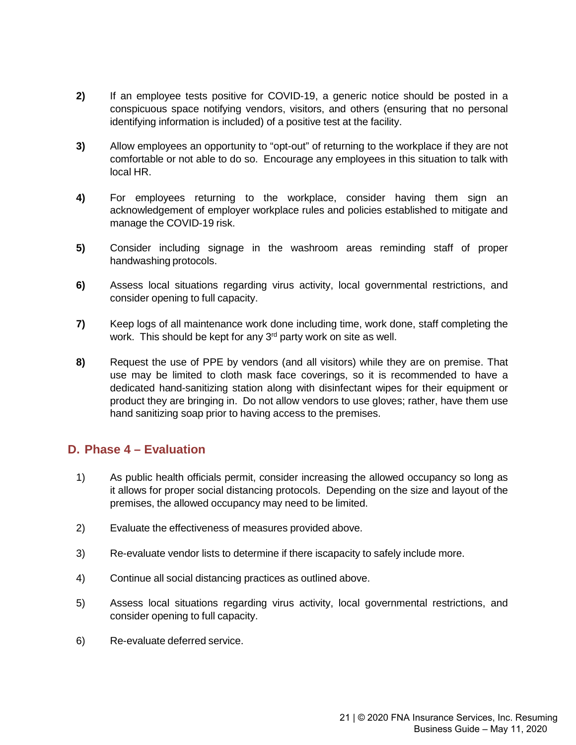**2)** If an employee tests positive for COVID-19, a generic notice should be posted in a conspicuous space notifying vendors, visitors, and others (ensuring that no personal identifying information is included) of a positive test at the facility.

**3)** Allow employees an opportunity to "opt-out" of returning to the workplace if they are not comfortable or not able to do so. Encourage any employees in this situation to talk with local HR.

**4)** For employees returning to the workplace, consider having them sign an acknowledgement of employer workplace rules and policies established to mitigate and manage the COVID-19 risk.

**5)** Consider including signage in the washroom areas reminding staff of proper handwashing protocols.

**6)** Assess local situations regarding virus activity, local governmental restrictions, and consider opening to full capacity.

**7)** Keep logs of all maintenance work done including time, work done, staff completing the work. This should be kept for any 3rd party work on site as well.

**8)** Request the use of PPE by vendors (and all visitors) while they are on premise. That use may be limited to cloth mask face coverings, so it is recommended to have a dedicated hand-sanitizing station along with disinfectant wipes for their equipment or product they are bringing in. Do not allow vendors to use gloves; rather, have them use hand sanitizing soap prior to having access to the premises.

## D. Phase 4 – Evaluation

1) As public health officials permit, consider increasing the allowed occupancy so long as it allows for proper social distancing protocols. Depending on the size and layout of the premises, the allowed occupancy may need to be limited.

2) Evaluate the effectiveness of measures provided above.

3) Re-evaluate vendor lists to determine if there iscapacity to safely include more.

4) Continue all social distancing practices as outlined above.

5) Assess local situations regarding virus activity, local governmental restrictions, and consider opening to full capacity.

6) Re-evaluate deferred service.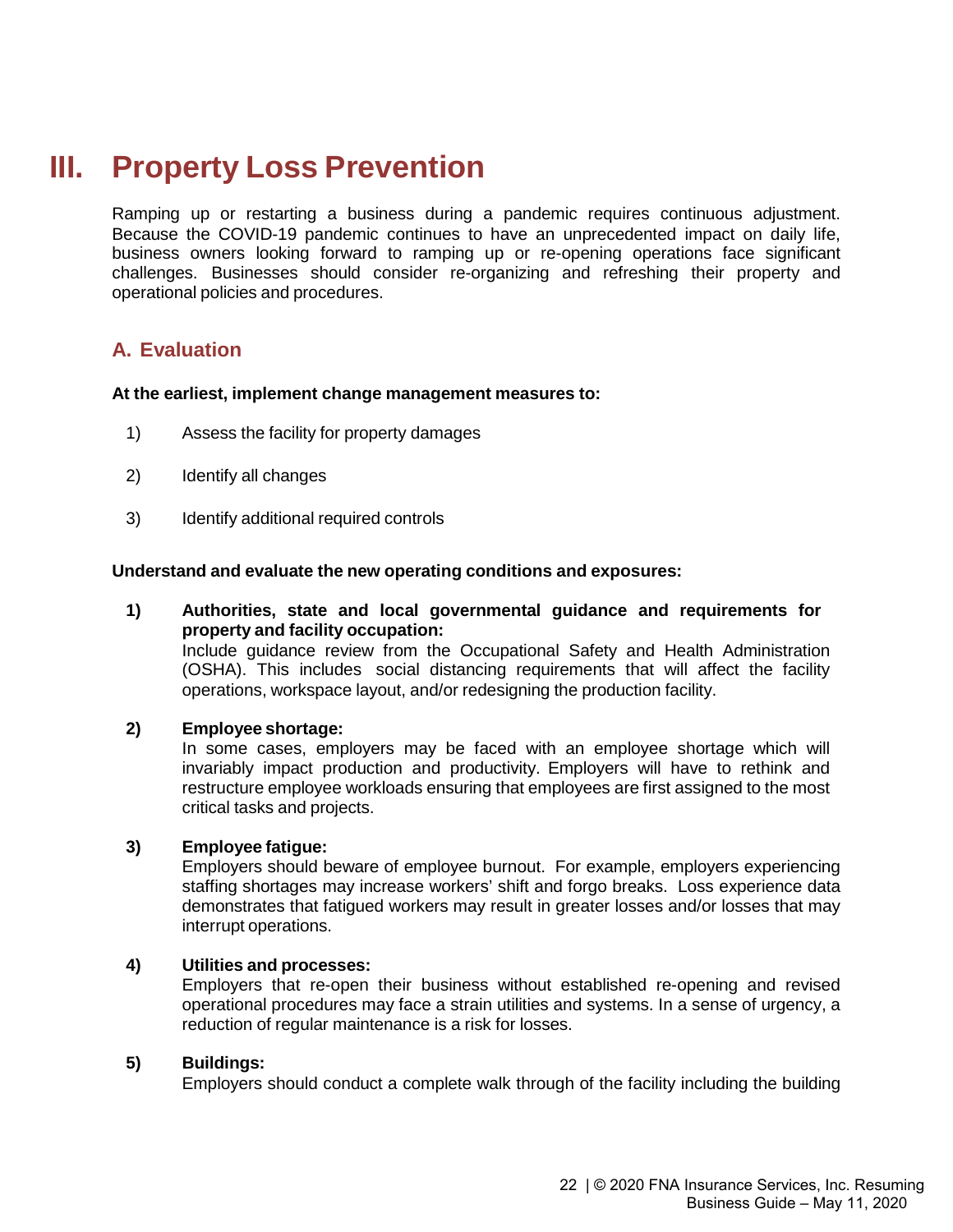# III. Property Loss Prevention

Ramping up or restarting a business during a pandemic requires continuous adjustment. Because the COVID-19 pandemic continues to have an unprecedented impact on daily life, business owners looking forward to ramping up or re-opening operations face significant challenges. Businesses should consider re-organizing and refreshing their property and operational policies and procedures.

## A. Evaluation

**At the earliest, implement change management measures to:**

1) Assess the facility for property damages
2) Identify all changes
3) Identify additional required controls

**Understand and evaluate the new operating conditions and exposures:**

1) **Authorities, state and local governmental guidance and requirements for property and facility occupation:**
   Include guidance review from the Occupational Safety and Health Administration (OSHA). This includes social distancing requirements that will affect the facility operations, workspace layout, and/or redesigning the production facility.

2) **Employee shortage:**
   In some cases, employers may be faced with an employee shortage which will invariably impact production and productivity. Employers will have to rethink and restructure employee workloads ensuring that employees are first assigned to the most critical tasks and projects.

3) **Employee fatigue:**
   Employers should beware of employee burnout. For example, employers experiencing staffing shortages may increase workers' shift and forgo breaks. Loss experience data demonstrates that fatigued workers may result in greater losses and/or losses that may interrupt operations.

4) **Utilities and processes:**
   Employers that re-open their business without established re-opening and revised operational procedures may face a strain utilities and systems. In a sense of urgency, a reduction of regular maintenance is a risk for losses.

5) **Buildings:**
   Employers should conduct a complete walk through of the facility including the building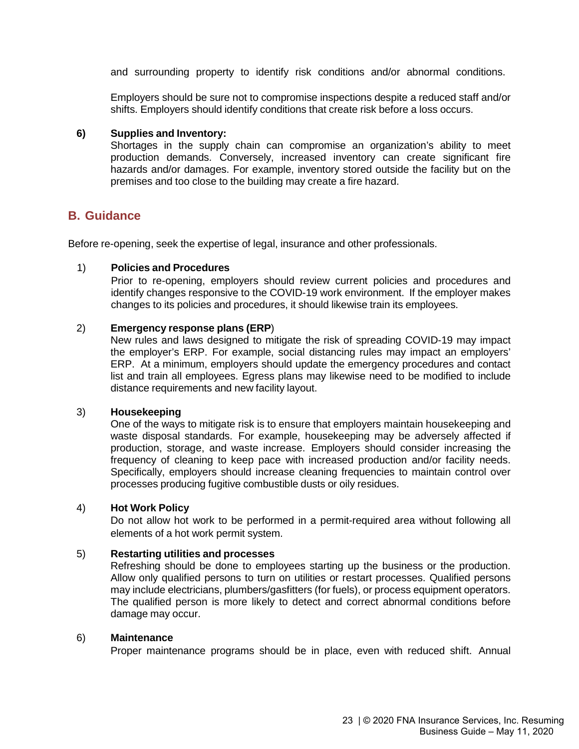and surrounding property to identify risk conditions and/or abnormal conditions.

Employers should be sure not to compromise inspections despite a reduced staff and/or shifts. Employers should identify conditions that create risk before a loss occurs.

**6) Supplies and Inventory:**
Shortages in the supply chain can compromise an organization's ability to meet production demands. Conversely, increased inventory can create significant fire hazards and/or damages. For example, inventory stored outside the facility but on the premises and too close to the building may create a fire hazard.

## B. Guidance

Before re-opening, seek the expertise of legal, insurance and other professionals.

1) **Policies and Procedures**
Prior to re-opening, employers should review current policies and procedures and identify changes responsive to the COVID-19 work environment. If the employer makes changes to its policies and procedures, it should likewise train its employees.

2) **Emergency response plans (ERP**)
New rules and laws designed to mitigate the risk of spreading COVID-19 may impact the employer's ERP. For example, social distancing rules may impact an employers' ERP. At a minimum, employers should update the emergency procedures and contact list and train all employees. Egress plans may likewise need to be modified to include distance requirements and new facility layout.

3) **Housekeeping**
One of the ways to mitigate risk is to ensure that employers maintain housekeeping and waste disposal standards. For example, housekeeping may be adversely affected if production, storage, and waste increase. Employers should consider increasing the frequency of cleaning to keep pace with increased production and/or facility needs. Specifically, employers should increase cleaning frequencies to maintain control over processes producing fugitive combustible dusts or oily residues.

4) **Hot Work Policy**
Do not allow hot work to be performed in a permit-required area without following all elements of a hot work permit system.

5) **Restarting utilities and processes**
Refreshing should be done to employees starting up the business or the production. Allow only qualified persons to turn on utilities or restart processes. Qualified persons may include electricians, plumbers/gasfitters (for fuels), or process equipment operators. The qualified person is more likely to detect and correct abnormal conditions before damage may occur.

6) **Maintenance**
Proper maintenance programs should be in place, even with reduced shift. Annual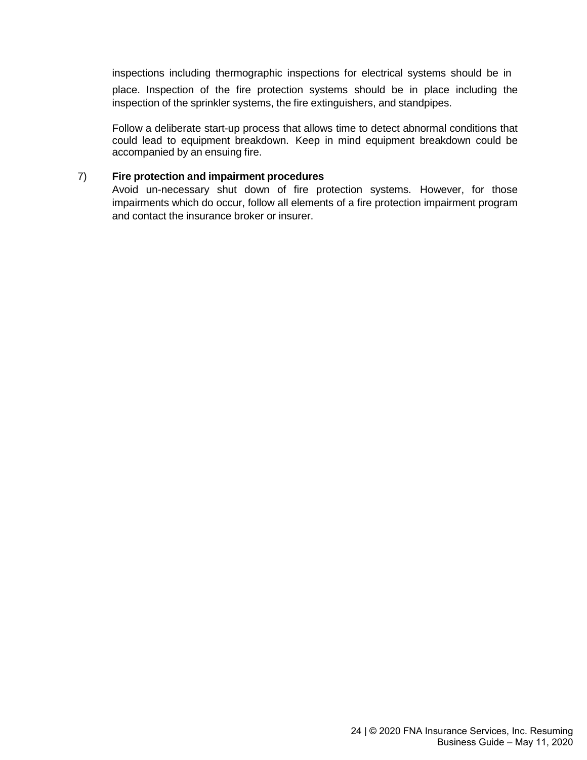inspections including thermographic inspections for electrical systems should be in place. Inspection of the fire protection systems should be in place including the inspection of the sprinkler systems, the fire extinguishers, and standpipes.

Follow a deliberate start-up process that allows time to detect abnormal conditions that could lead to equipment breakdown. Keep in mind equipment breakdown could be accompanied by an ensuing fire.

7) **Fire protection and impairment procedures**

Avoid un-necessary shut down of fire protection systems. However, for those impairments which do occur, follow all elements of a fire protection impairment program and contact the insurance broker or insurer.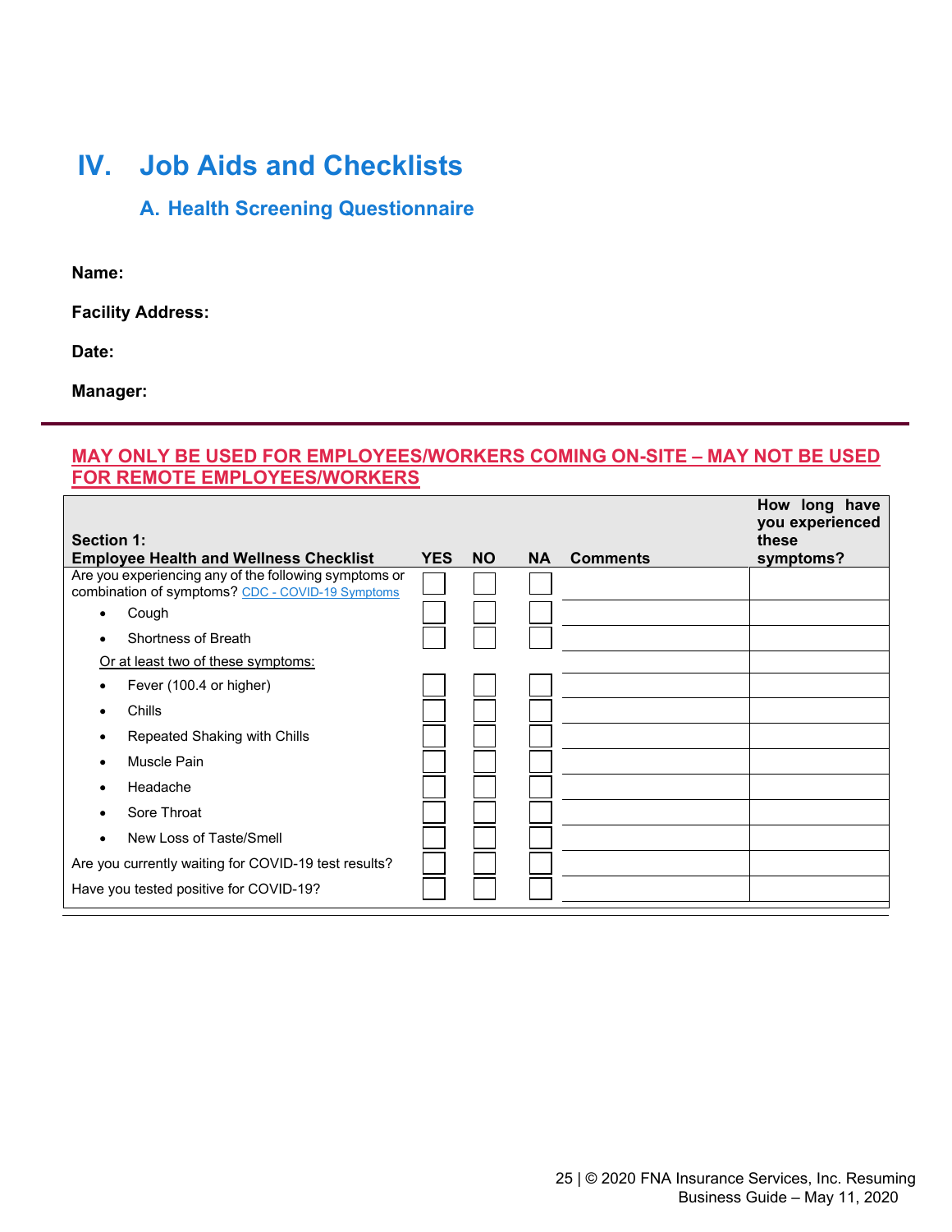# IV. Job Aids and Checklists

## A. Health Screening Questionnaire

**Name:**

**Facility Address:**

**Date:**

**Manager:**

---

**MAY ONLY BE USED FOR EMPLOYEES/WORKERS COMING ON-SITE – MAY NOT BE USED FOR REMOTE EMPLOYEES/WORKERS**

| **Section 1: Employee Health and Wellness Checklist** | **YES** | **NO** | **NA** | **Comments** | **How long have you experienced these symptoms?** |
|---|---|---|---|---|---|
| Are you experiencing any of the following symptoms or combination of symptoms? [CDC - COVID-19 Symptoms](#) | ☐ | ☐ | ☐ | | |
| • Cough | ☐ | ☐ | ☐ | | |
| • Shortness of Breath | ☐ | ☐ | ☐ | | |
| Or at least two of these symptoms: | | | | | |
| • Fever (100.4 or higher) | ☐ | ☐ | ☐ | | |
| • Chills | ☐ | ☐ | ☐ | | |
| • Repeated Shaking with Chills | ☐ | ☐ | ☐ | | |
| • Muscle Pain | ☐ | ☐ | ☐ | | |
| • Headache | ☐ | ☐ | ☐ | | |
| • Sore Throat | ☐ | ☐ | ☐ | | |
| • New Loss of Taste/Smell | ☐ | ☐ | ☐ | | |
| Are you currently waiting for COVID-19 test results? | ☐ | ☐ | ☐ | | |
| Have you tested positive for COVID-19? | ☐ | ☐ | ☐ | | |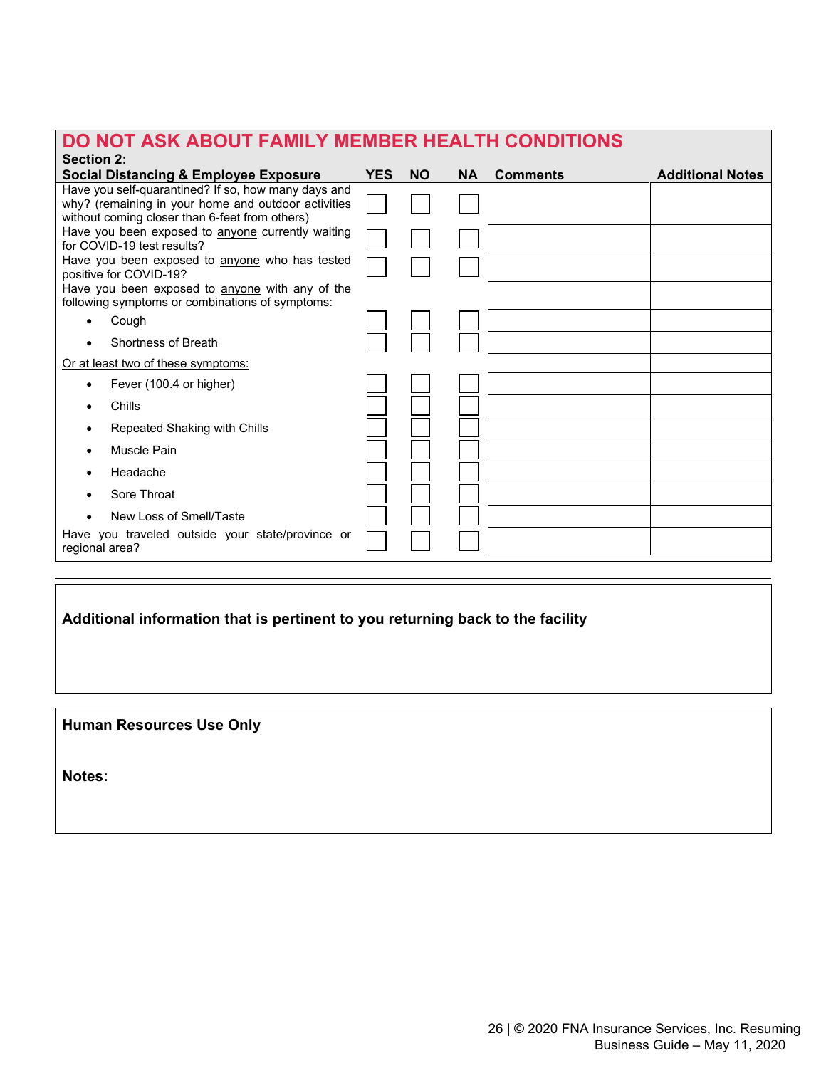## DO NOT ASK ABOUT FAMILY MEMBER HEALTH CONDITIONS

| **Section 2:**<br>**Social Distancing & Employee Exposure** | **YES** | **NO** | **NA** | **Comments** | **Additional Notes** |
|---|---|---|---|---|---|
| Have you self-quarantined? If so, how many days and why? (remaining in your home and outdoor activities without coming closer than 6-feet from others) | ☐ | ☐ | ☐ | | |
| Have you been exposed to <u>anyone</u> currently waiting for COVID-19 test results? | ☐ | ☐ | ☐ | | |
| Have you been exposed to <u>anyone</u> who has tested positive for COVID-19? | ☐ | ☐ | ☐ | | |
| Have you been exposed to <u>anyone</u> with any of the following symptoms or combinations of symptoms: | | | | | |
| • Cough | ☐ | ☐ | ☐ | | |
| • Shortness of Breath | ☐ | ☐ | ☐ | | |
| <u>Or at least two of these symptoms:</u> | | | | | |
| • Fever (100.4 or higher) | ☐ | ☐ | ☐ | | |
| • Chills | ☐ | ☐ | ☐ | | |
| • Repeated Shaking with Chills | ☐ | ☐ | ☐ | | |
| • Muscle Pain | ☐ | ☐ | ☐ | | |
| • Headache | ☐ | ☐ | ☐ | | |
| • Sore Throat | ☐ | ☐ | ☐ | | |
| • New Loss of Smell/Taste | ☐ | ☐ | ☐ | | |
| Have you traveled outside your state/province or regional area? | ☐ | ☐ | ☐ | | |

**Additional information that is pertinent to you returning back to the facility**

**Human Resources Use Only**

**Notes:**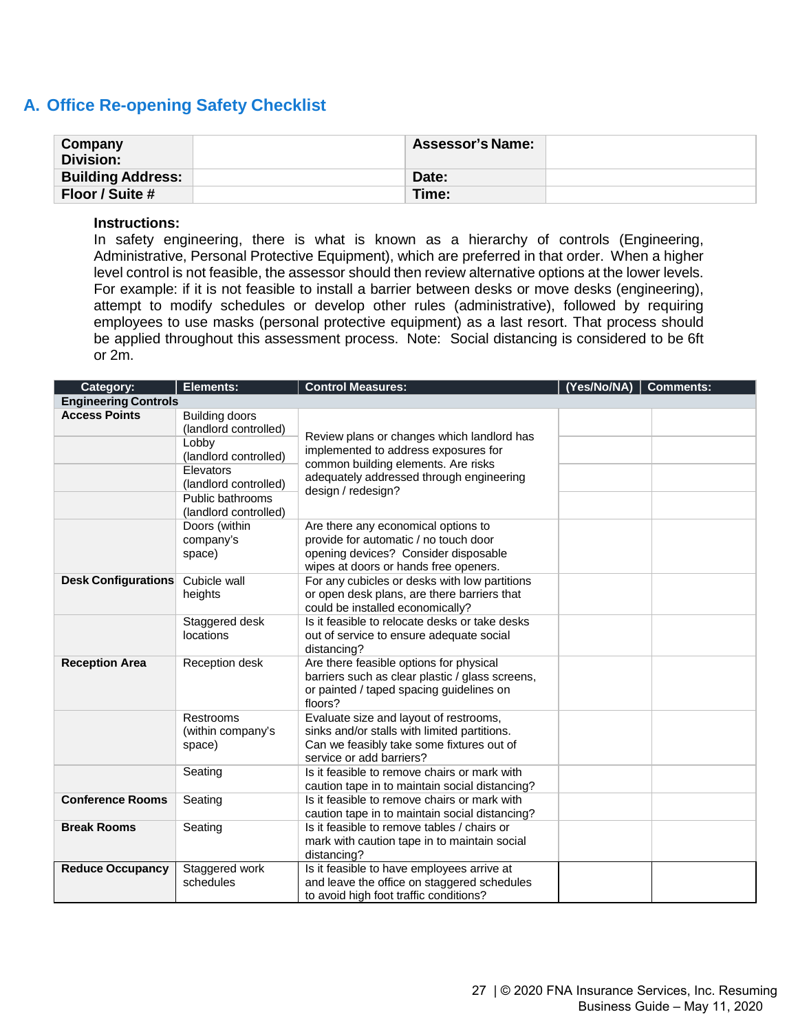## A. Office Re-opening Safety Checklist

| Company Division: | | Assessor's Name: | |
|---|---|---|---|
| Building Address: | | Date: | |
| Floor / Suite # | | Time: | |

**Instructions:**
In safety engineering, there is what is known as a hierarchy of controls (Engineering, Administrative, Personal Protective Equipment), which are preferred in that order. When a higher level control is not feasible, the assessor should then review alternative options at the lower levels. For example: if it is not feasible to install a barrier between desks or move desks (engineering), attempt to modify schedules or develop other rules (administrative), followed by requiring employees to use masks (personal protective equipment) as a last resort. That process should be applied throughout this assessment process. Note: Social distancing is considered to be 6ft or 2m.

| Category: | Elements: | Control Measures: | (Yes/No/NA) | Comments: |
|---|---|---|---|---|
| **Engineering Controls** | | | | |
| **Access Points** | Building doors (landlord controlled) | Review plans or changes which landlord has implemented to address exposures for common building elements. Are risks adequately addressed through engineering design / redesign? | | |
| | Lobby (landlord controlled) | | | |
| | Elevators (landlord controlled) | | | |
| | Public bathrooms (landlord controlled) | | | |
| | Doors (within company's space) | Are there any economical options to provide for automatic / no touch door opening devices? Consider disposable wipes at doors or hands free openers. | | |
| **Desk Configurations** | Cubicle wall heights | For any cubicles or desks with low partitions or open desk plans, are there barriers that could be installed economically? | | |
| | Staggered desk locations | Is it feasible to relocate desks or take desks out of service to ensure adequate social distancing? | | |
| **Reception Area** | Reception desk | Are there feasible options for physical barriers such as clear plastic / glass screens, or painted / taped spacing guidelines on floors? | | |
| | Restrooms (within company's space) | Evaluate size and layout of restrooms, sinks and/or stalls with limited partitions. Can we feasibly take some fixtures out of service or add barriers? | | |
| | Seating | Is it feasible to remove chairs or mark with caution tape in to maintain social distancing? | | |
| **Conference Rooms** | Seating | Is it feasible to remove chairs or mark with caution tape in to maintain social distancing? | | |
| **Break Rooms** | Seating | Is it feasible to remove tables / chairs or mark with caution tape in to maintain social distancing? | | |
| **Reduce Occupancy** | Staggered work schedules | Is it feasible to have employees arrive at and leave the office on staggered schedules to avoid high foot traffic conditions? | | |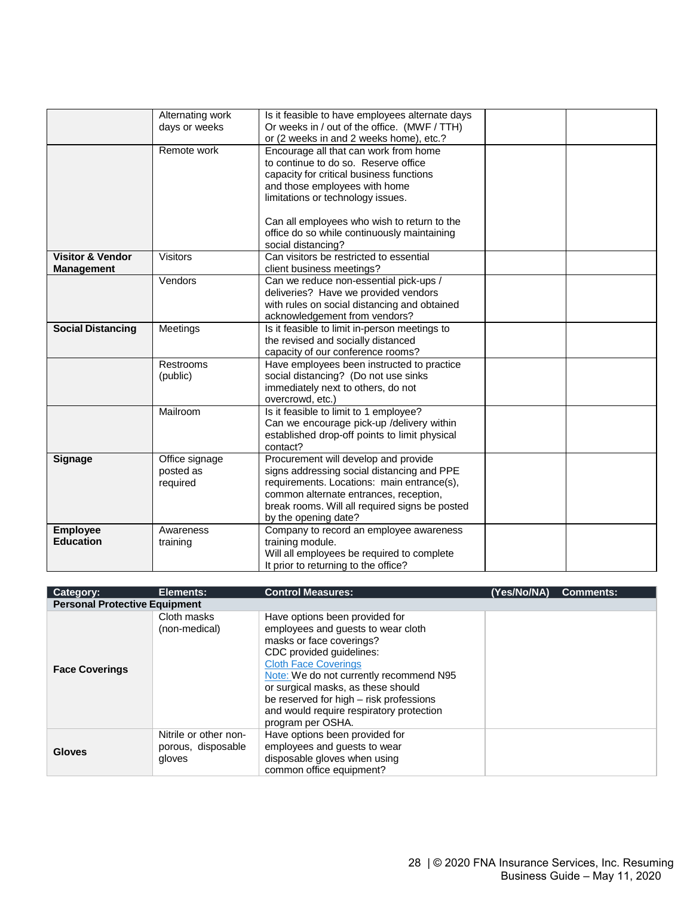| | | | | |
|---|---|---|---|---|
| | Alternating work days or weeks | Is it feasible to have employees alternate days Or weeks in / out of the office. (MWF / TTH) or (2 weeks in and 2 weeks home), etc.? | | |
| | Remote work | Encourage all that can work from home to continue to do so. Reserve office capacity for critical business functions and those employees with home limitations or technology issues.<br><br>Can all employees who wish to return to the office do so while continuously maintaining social distancing? | | |
| **Visitor & Vendor Management** | Visitors | Can visitors be restricted to essential client business meetings? | | |
| | Vendors | Can we reduce non-essential pick-ups / deliveries? Have we provided vendors with rules on social distancing and obtained acknowledgement from vendors? | | |
| **Social Distancing** | Meetings | Is it feasible to limit in-person meetings to the revised and socially distanced capacity of our conference rooms? | | |
| | Restrooms (public) | Have employees been instructed to practice social distancing? (Do not use sinks immediately next to others, do not overcrowd, etc.) | | |
| | Mailroom | Is it feasible to limit to 1 employee? Can we encourage pick-up /delivery within established drop-off points to limit physical contact? | | |
| **Signage** | Office signage posted as required | Procurement will develop and provide signs addressing social distancing and PPE requirements. Locations: main entrance(s), common alternate entrances, reception, break rooms. Will all required signs be posted by the opening date? | | |
| **Employee Education** | Awareness training | Company to record an employee awareness training module.<br>Will all employees be required to complete It prior to returning to the office? | | |

| Category: | Elements: | Control Measures: | (Yes/No/NA) | Comments: |
|---|---|---|---|---|
| **Personal Protective Equipment** | | | | |
| **Face Coverings** | Cloth masks (non-medical) | Have options been provided for employees and guests to wear cloth masks or face coverings?<br>CDC provided guidelines:<br>Cloth Face Coverings<br>Note: We do not currently recommend N95 or surgical masks, as these should be reserved for high – risk professions and would require respiratory protection program per OSHA. | | |
| **Gloves** | Nitrile or other non-porous, disposable gloves | Have options been provided for employees and guests to wear disposable gloves when using common office equipment? | | |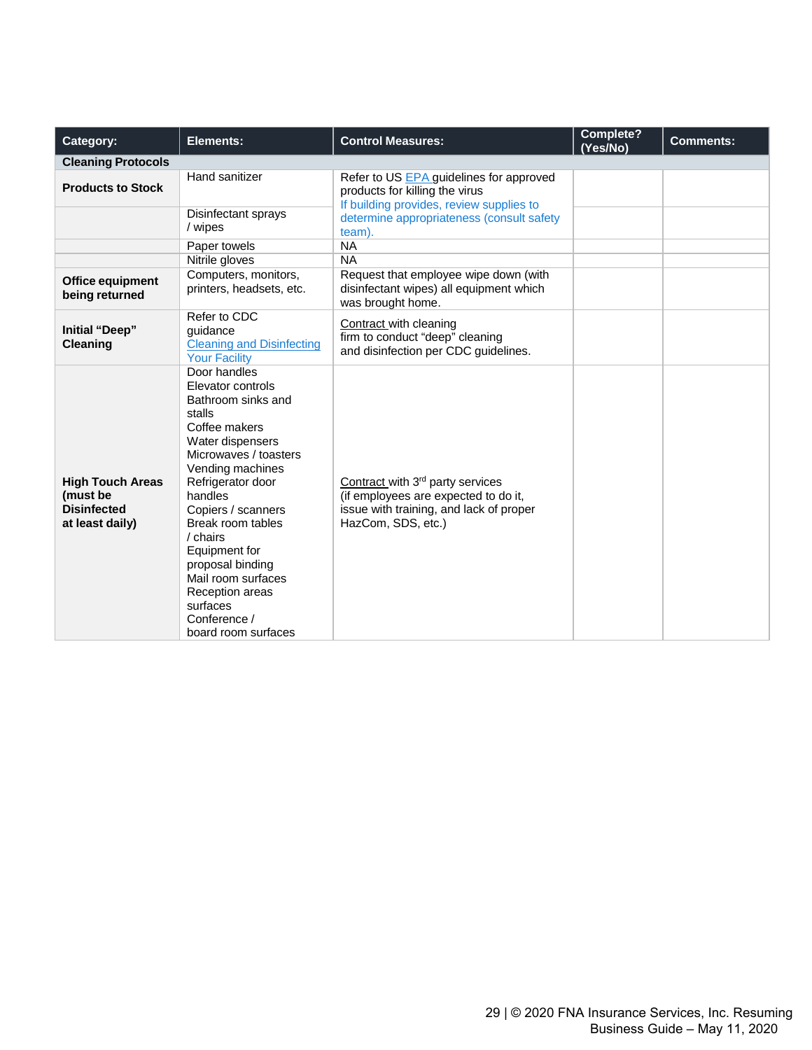| Category: | Elements: | Control Measures: | Complete? (Yes/No) | Comments: |
|---|---|---|---|---|
| **Cleaning Protocols** | | | | |
| **Products to Stock** | Hand sanitizer | Refer to US EPA guidelines for approved products for killing the virus<br>If building provides, review supplies to determine appropriateness (consult safety team). | | |
| | Disinfectant sprays / wipes | | | |
| | Paper towels | NA | | |
| | Nitrile gloves | NA | | |
| **Office equipment being returned** | Computers, monitors, printers, headsets, etc. | Request that employee wipe down (with disinfectant wipes) all equipment which was brought home. | | |
| **Initial "Deep" Cleaning** | Refer to CDC guidance Cleaning and Disinfecting Your Facility | Contract with cleaning firm to conduct "deep" cleaning and disinfection per CDC guidelines. | | |
| **High Touch Areas (must be Disinfected at least daily)** | Door handles<br>Elevator controls<br>Bathroom sinks and stalls<br>Coffee makers<br>Water dispensers<br>Microwaves / toasters<br>Vending machines<br>Refrigerator door handles<br>Copiers / scanners<br>Break room tables / chairs<br>Equipment for proposal binding<br>Mail room surfaces<br>Reception areas surfaces<br>Conference / board room surfaces | Contract with 3rd party services (if employees are expected to do it, issue with training, and lack of proper HazCom, SDS, etc.) | | |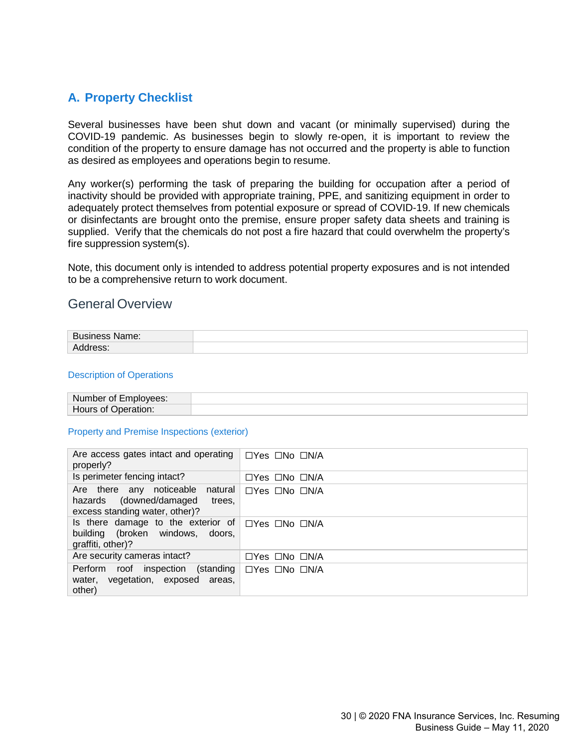## A. Property Checklist

Several businesses have been shut down and vacant (or minimally supervised) during the COVID-19 pandemic. As businesses begin to slowly re-open, it is important to review the condition of the property to ensure damage has not occurred and the property is able to function as desired as employees and operations begin to resume.

Any worker(s) performing the task of preparing the building for occupation after a period of inactivity should be provided with appropriate training, PPE, and sanitizing equipment in order to adequately protect themselves from potential exposure or spread of COVID-19. If new chemicals or disinfectants are brought onto the premise, ensure proper safety data sheets and training is supplied. Verify that the chemicals do not post a fire hazard that could overwhelm the property's fire suppression system(s).

Note, this document only is intended to address potential property exposures and is not intended to be a comprehensive return to work document.

### General Overview

| Business Name: | |
|---|---|
| Address: | |

#### Description of Operations

| Number of Employees: | |
|---|---|
| Hours of Operation: | |

#### Property and Premise Inspections (exterior)

| | |
|---|---|
| Are access gates intact and operating properly? | ☐Yes ☐No ☐N/A |
| Is perimeter fencing intact? | ☐Yes ☐No ☐N/A |
| Are there any noticeable natural hazards (downed/damaged trees, excess standing water, other)? | ☐Yes ☐No ☐N/A |
| Is there damage to the exterior of building (broken windows, doors, graffiti, other)? | ☐Yes ☐No ☐N/A |
| Are security cameras intact? | ☐Yes ☐No ☐N/A |
| Perform roof inspection (standing water, vegetation, exposed areas, other) | ☐Yes ☐No ☐N/A |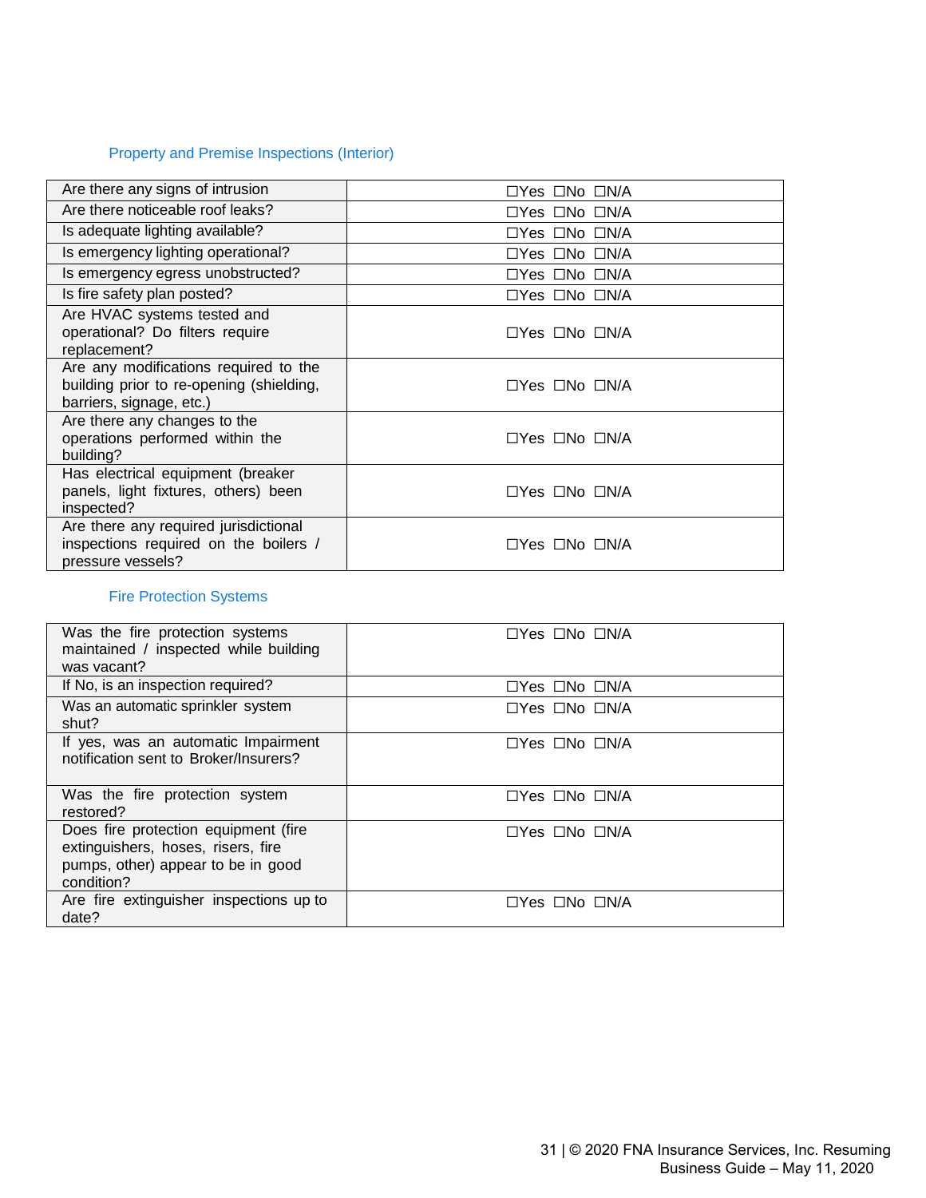### Property and Premise Inspections (Interior)

| | |
|---|---|
| Are there any signs of intrusion | ☐Yes ☐No ☐N/A |
| Are there noticeable roof leaks? | ☐Yes ☐No ☐N/A |
| Is adequate lighting available? | ☐Yes ☐No ☐N/A |
| Is emergency lighting operational? | ☐Yes ☐No ☐N/A |
| Is emergency egress unobstructed? | ☐Yes ☐No ☐N/A |
| Is fire safety plan posted? | ☐Yes ☐No ☐N/A |
| Are HVAC systems tested and operational? Do filters require replacement? | ☐Yes ☐No ☐N/A |
| Are any modifications required to the building prior to re-opening (shielding, barriers, signage, etc.) | ☐Yes ☐No ☐N/A |
| Are there any changes to the operations performed within the building? | ☐Yes ☐No ☐N/A |
| Has electrical equipment (breaker panels, light fixtures, others) been inspected? | ☐Yes ☐No ☐N/A |
| Are there any required jurisdictional inspections required on the boilers / pressure vessels? | ☐Yes ☐No ☐N/A |

### Fire Protection Systems

| | |
|---|---|
| Was the fire protection systems maintained / inspected while building was vacant? | ☐Yes ☐No ☐N/A |
| If No, is an inspection required? | ☐Yes ☐No ☐N/A |
| Was an automatic sprinkler system shut? | ☐Yes ☐No ☐N/A |
| If yes, was an automatic Impairment notification sent to Broker/Insurers? | ☐Yes ☐No ☐N/A |
| Was the fire protection system restored? | ☐Yes ☐No ☐N/A |
| Does fire protection equipment (fire extinguishers, hoses, risers, fire pumps, other) appear to be in good condition? | ☐Yes ☐No ☐N/A |
| Are fire extinguisher inspections up to date? | ☐Yes ☐No ☐N/A |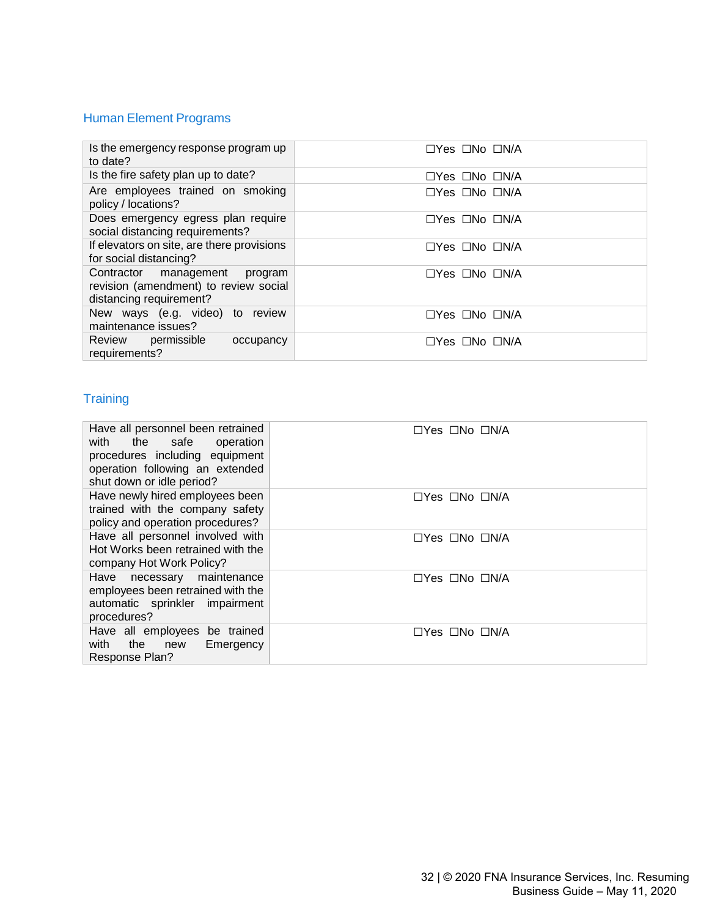## Human Element Programs

| | |
|---|---|
| Is the emergency response program up to date? | ☐Yes ☐No ☐N/A |
| Is the fire safety plan up to date? | ☐Yes ☐No ☐N/A |
| Are employees trained on smoking policy / locations? | ☐Yes ☐No ☐N/A |
| Does emergency egress plan require social distancing requirements? | ☐Yes ☐No ☐N/A |
| If elevators on site, are there provisions for social distancing? | ☐Yes ☐No ☐N/A |
| Contractor management program revision (amendment) to review social distancing requirement? | ☐Yes ☐No ☐N/A |
| New ways (e.g. video) to review maintenance issues? | ☐Yes ☐No ☐N/A |
| Review permissible occupancy requirements? | ☐Yes ☐No ☐N/A |

## Training

| | |
|---|---|
| Have all personnel been retrained with the safe operation procedures including equipment operation following an extended shut down or idle period? | ☐Yes ☐No ☐N/A |
| Have newly hired employees been trained with the company safety policy and operation procedures? | ☐Yes ☐No ☐N/A |
| Have all personnel involved with Hot Works been retrained with the company Hot Work Policy? | ☐Yes ☐No ☐N/A |
| Have necessary maintenance employees been retrained with the automatic sprinkler impairment procedures? | ☐Yes ☐No ☐N/A |
| Have all employees be trained with the new Emergency Response Plan? | ☐Yes ☐No ☐N/A |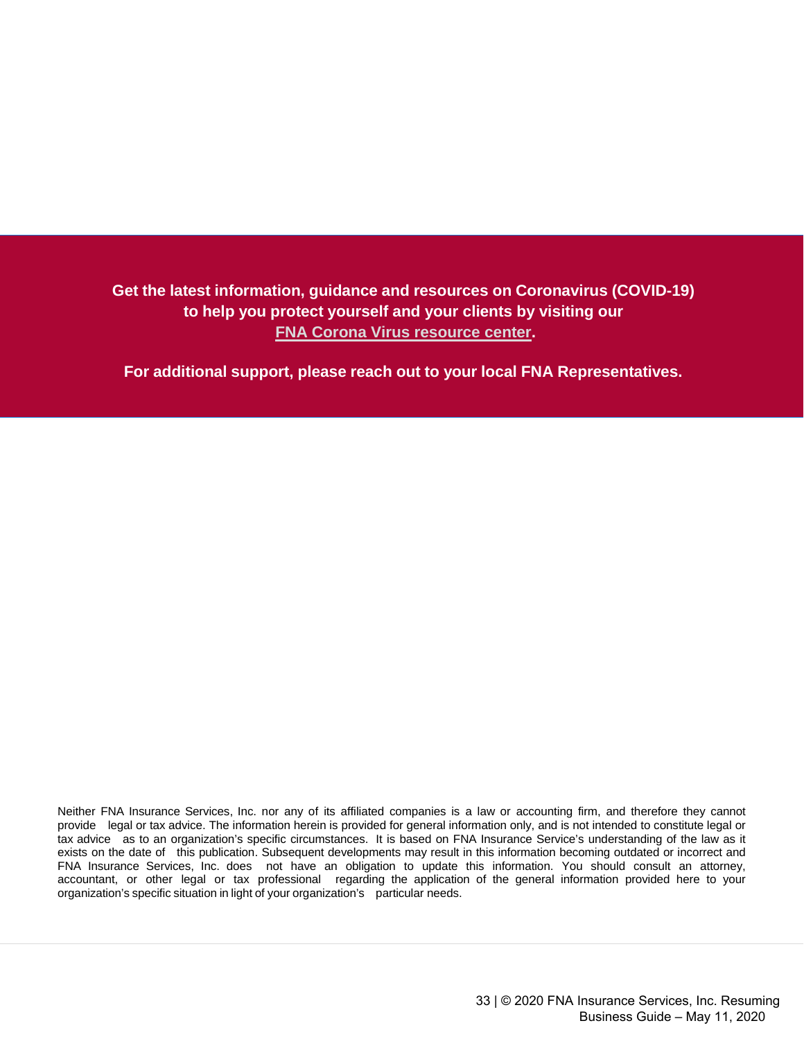**Get the latest information, guidance and resources on Coronavirus (COVID-19) to help you protect yourself and your clients by visiting our FNA Corona Virus resource center.**

**For additional support, please reach out to your local FNA Representatives.**

Neither FNA Insurance Services, Inc. nor any of its affiliated companies is a law or accounting firm, and therefore they cannot provide legal or tax advice. The information herein is provided for general information only, and is not intended to constitute legal or tax advice as to an organization's specific circumstances. It is based on FNA Insurance Service's understanding of the law as it exists on the date of this publication. Subsequent developments may result in this information becoming outdated or incorrect and FNA Insurance Services, Inc. does not have an obligation to update this information. You should consult an attorney, accountant, or other legal or tax professional regarding the application of the general information provided here to your organization's specific situation in light of your organization's particular needs.